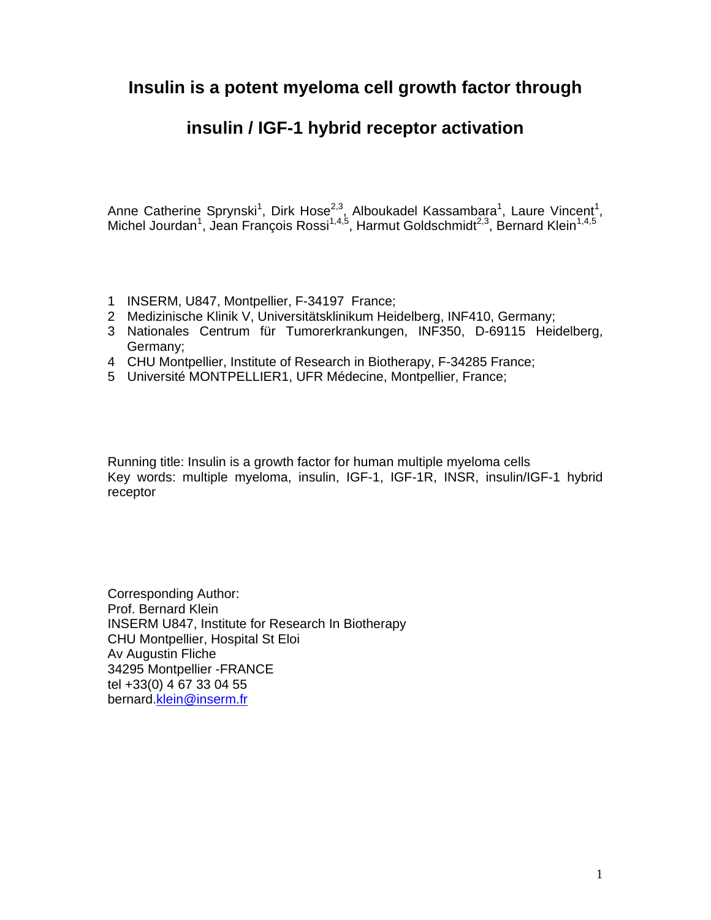# Insulin is a potent myeloma cell growth factor through insulin / IGF-1 hybrid receptor activation

Anne Catherine Sprynski[1], Dirk Hose[2,3], Alboukadel Kassambara[1], Laure Vincent[1], Michel Jourdan[1], Jean François Rossi[1,4,5], Harmut Goldschmidt[2,3], Bernard Klein[1,4,5]

1. INSERM, U847, Montpellier, F-34197 France;
2. Medizinische Klinik V, Universitätsklinikum Heidelberg, INF410, Germany;
3. Nationales Centrum für Tumorerkrankungen, INF350, D-69115 Heidelberg, Germany;
4. CHU Montpellier, Institute of Research in Biotherapy, F-34285 France;
5. Université MONTPELLIER1, UFR Médecine, Montpellier, France;

Running title: Insulin is a growth factor for human multiple myeloma cells
Key words: multiple myeloma, insulin, IGF-1, IGF-1R, INSR, insulin/IGF-1 hybrid receptor

Corresponding Author:
Prof. Bernard Klein
INSERM U847, Institute for Research In Biotherapy
CHU Montpellier, Hospital St Eloi
Av Augustin Fliche
34295 Montpellier -FRANCE
tel +33(0) 4 67 33 04 55
bernard.klein@inserm.fr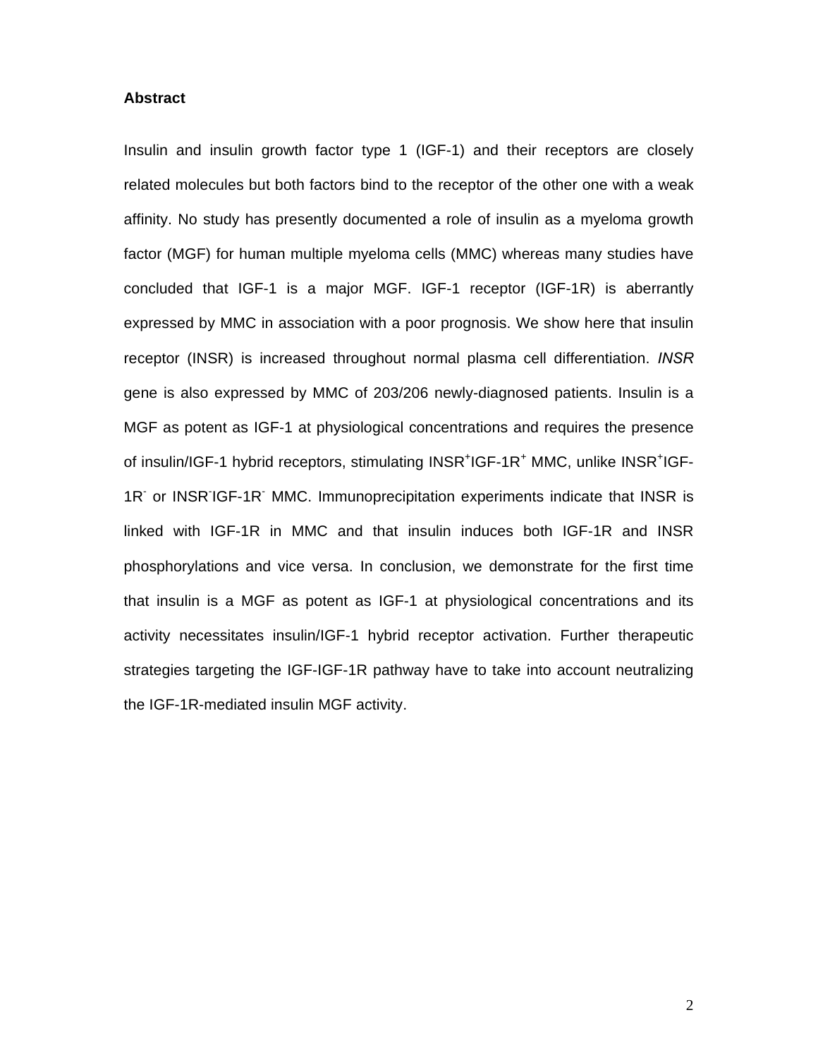## Abstract

Insulin and insulin growth factor type 1 (IGF-1) and their receptors are closely related molecules but both factors bind to the receptor of the other one with a weak affinity. No study has presently documented a role of insulin as a myeloma growth factor (MGF) for human multiple myeloma cells (MMC) whereas many studies have concluded that IGF-1 is a major MGF. IGF-1 receptor (IGF-1R) is aberrantly expressed by MMC in association with a poor prognosis. We show here that insulin receptor (INSR) is increased throughout normal plasma cell differentiation. *INSR* gene is also expressed by MMC of 203/206 newly-diagnosed patients. Insulin is a MGF as potent as IGF-1 at physiological concentrations and requires the presence of insulin/IGF-1 hybrid receptors, stimulating $INSR^{+}IGF\text{-}1R^{+}$ MMC, unlike $INSR^{+}IGF\text{-}1R^{-}$ or $INSR^{-}IGF\text{-}1R^{-}$ MMC. Immunoprecipitation experiments indicate that INSR is linked with IGF-1R in MMC and that insulin induces both IGF-1R and INSR phosphorylations and vice versa. In conclusion, we demonstrate for the first time that insulin is a MGF as potent as IGF-1 at physiological concentrations and its activity necessitates insulin/IGF-1 hybrid receptor activation. Further therapeutic strategies targeting the IGF-IGF-1R pathway have to take into account neutralizing the IGF-1R-mediated insulin MGF activity.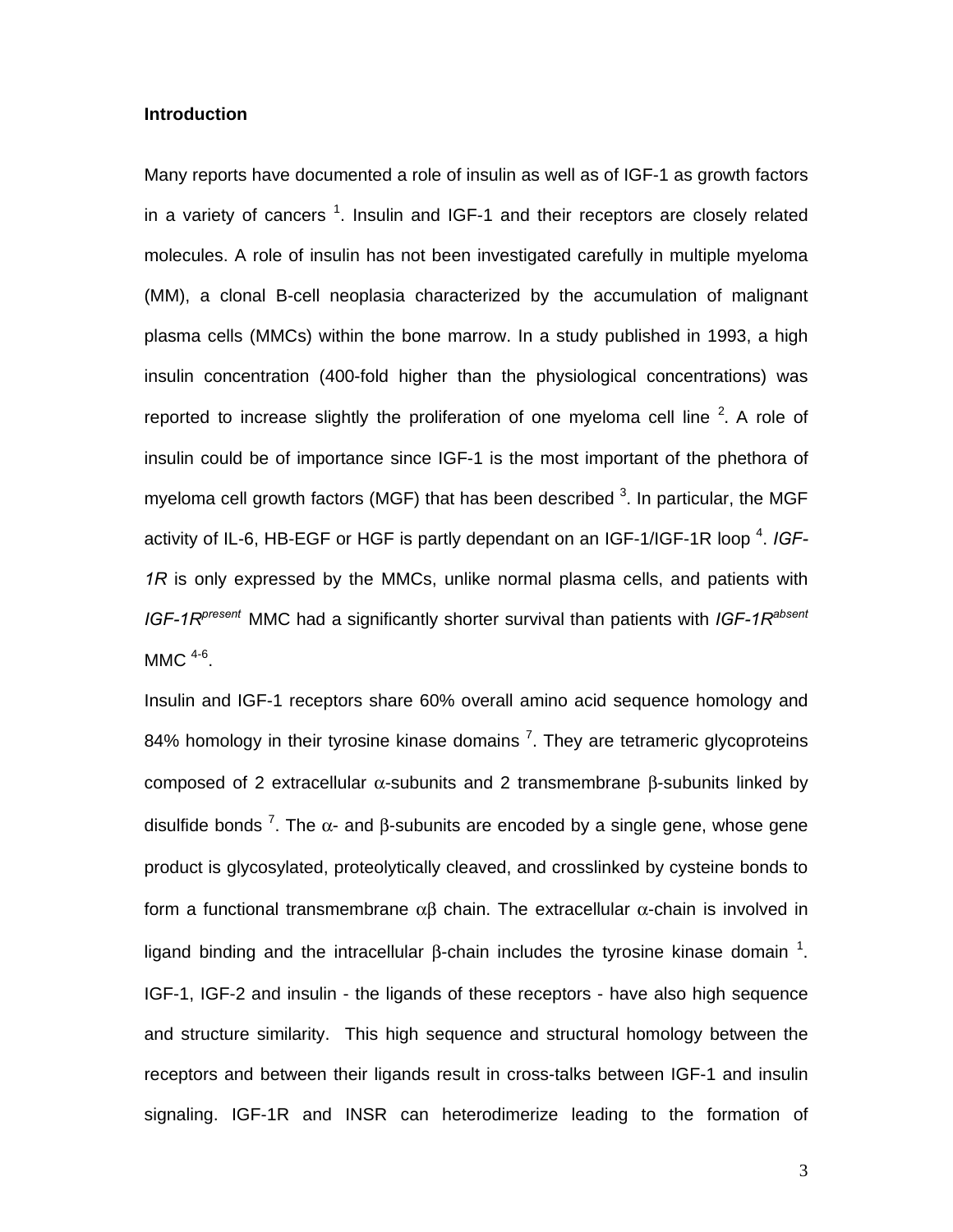## Introduction

Many reports have documented a role of insulin as well as of IGF-1 as growth factors in a variety of cancers [1]. Insulin and IGF-1 and their receptors are closely related molecules. A role of insulin has not been investigated carefully in multiple myeloma (MM), a clonal B-cell neoplasia characterized by the accumulation of malignant plasma cells (MMCs) within the bone marrow. In a study published in 1993, a high insulin concentration (400-fold higher than the physiological concentrations) was reported to increase slightly the proliferation of one myeloma cell line [2]. A role of insulin could be of importance since IGF-1 is the most important of the phethora of myeloma cell growth factors (MGF) that has been described [3]. In particular, the MGF activity of IL-6, HB-EGF or HGF is partly dependant on an IGF-1/IGF-1R loop [4]. *IGF-1R* is only expressed by the MMCs, unlike normal plasma cells, and patients with *IGF-1R*$^{present}$ MMC had a significantly shorter survival than patients with *IGF-1R*$^{absent}$ MMC [4-6].

Insulin and IGF-1 receptors share 60% overall amino acid sequence homology and 84% homology in their tyrosine kinase domains [7]. They are tetrameric glycoproteins composed of 2 extracellular $\alpha$-subunits and 2 transmembrane $\beta$-subunits linked by disulfide bonds [7]. The $\alpha$- and $\beta$-subunits are encoded by a single gene, whose gene product is glycosylated, proteolytically cleaved, and crosslinked by cysteine bonds to form a functional transmembrane $\alpha\beta$ chain. The extracellular $\alpha$-chain is involved in ligand binding and the intracellular $\beta$-chain includes the tyrosine kinase domain [1]. IGF-1, IGF-2 and insulin - the ligands of these receptors - have also high sequence and structure similarity. This high sequence and structural homology between the receptors and between their ligands result in cross-talks between IGF-1 and insulin signaling. IGF-1R and INSR can heterodimerize leading to the formation of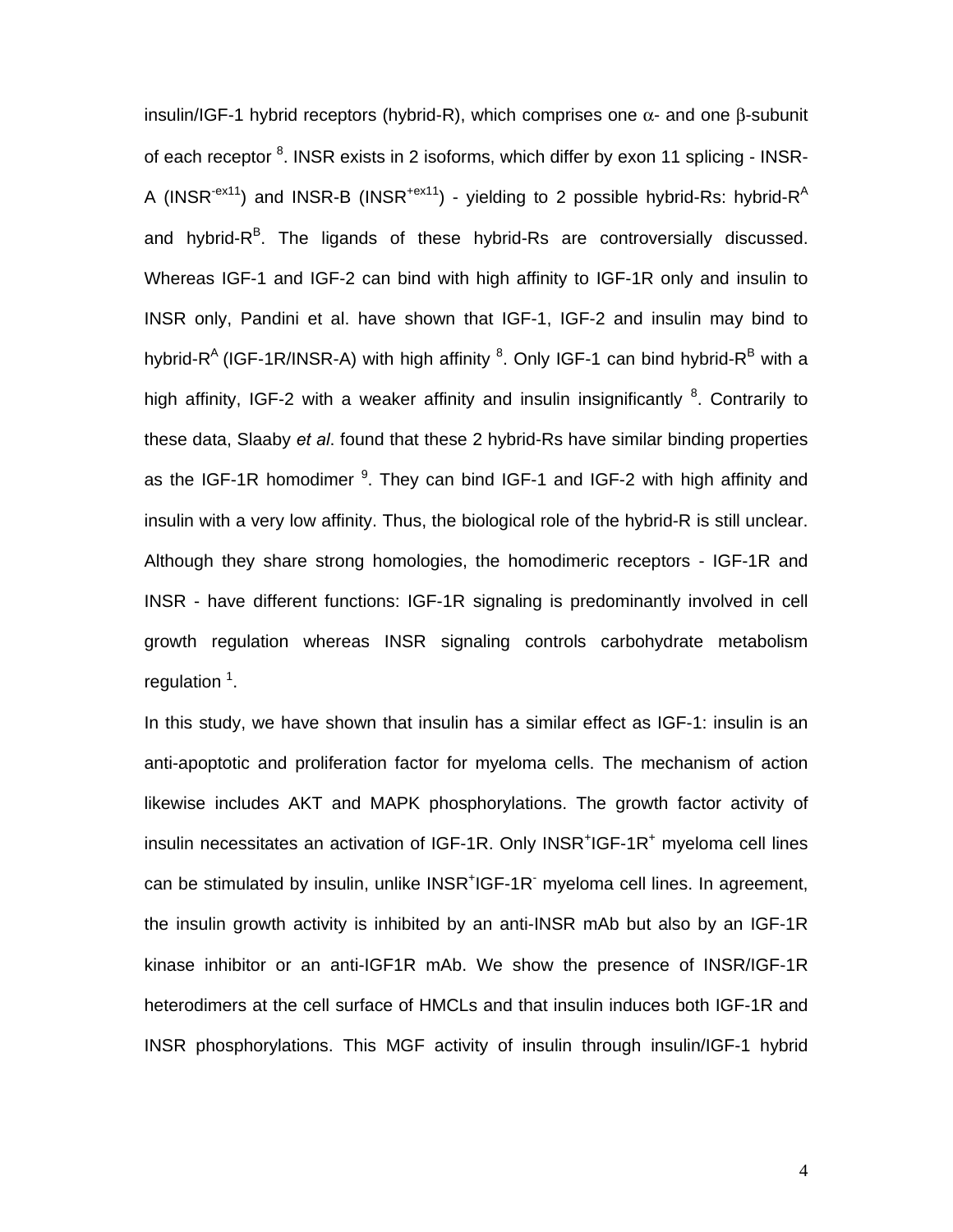insulin/IGF-1 hybrid receptors (hybrid-R), which comprises one $\alpha$- and one $\beta$-subunit of each receptor [8]. INSR exists in 2 isoforms, which differ by exon 11 splicing - INSR-A ($INSR^{-ex11}$) and INSR-B ($INSR^{+ex11}$) - yielding to 2 possible hybrid-Rs: hybrid-$R^A$ and hybrid-$R^B$. The ligands of these hybrid-Rs are controversially discussed. Whereas IGF-1 and IGF-2 can bind with high affinity to IGF-1R only and insulin to INSR only, Pandini et al. have shown that IGF-1, IGF-2 and insulin may bind to hybrid-$R^A$ (IGF-1R/INSR-A) with high affinity [8]. Only IGF-1 can bind hybrid-$R^B$ with a high affinity, IGF-2 with a weaker affinity and insulin insignificantly [8]. Contrarily to these data, Slaaby *et al*. found that these 2 hybrid-Rs have similar binding properties as the IGF-1R homodimer [9]. They can bind IGF-1 and IGF-2 with high affinity and insulin with a very low affinity. Thus, the biological role of the hybrid-R is still unclear. Although they share strong homologies, the homodimeric receptors - IGF-1R and INSR - have different functions: IGF-1R signaling is predominantly involved in cell growth regulation whereas INSR signaling controls carbohydrate metabolism regulation [1].

In this study, we have shown that insulin has a similar effect as IGF-1: insulin is an anti-apoptotic and proliferation factor for myeloma cells. The mechanism of action likewise includes AKT and MAPK phosphorylations. The growth factor activity of insulin necessitates an activation of IGF-1R. Only $INSR^+IGF\text{-}1R^+$ myeloma cell lines can be stimulated by insulin, unlike $INSR^+IGF\text{-}1R^-$ myeloma cell lines. In agreement, the insulin growth activity is inhibited by an anti-INSR mAb but also by an IGF-1R kinase inhibitor or an anti-IGF1R mAb. We show the presence of INSR/IGF-1R heterodimers at the cell surface of HMCLs and that insulin induces both IGF-1R and INSR phosphorylations. This MGF activity of insulin through insulin/IGF-1 hybrid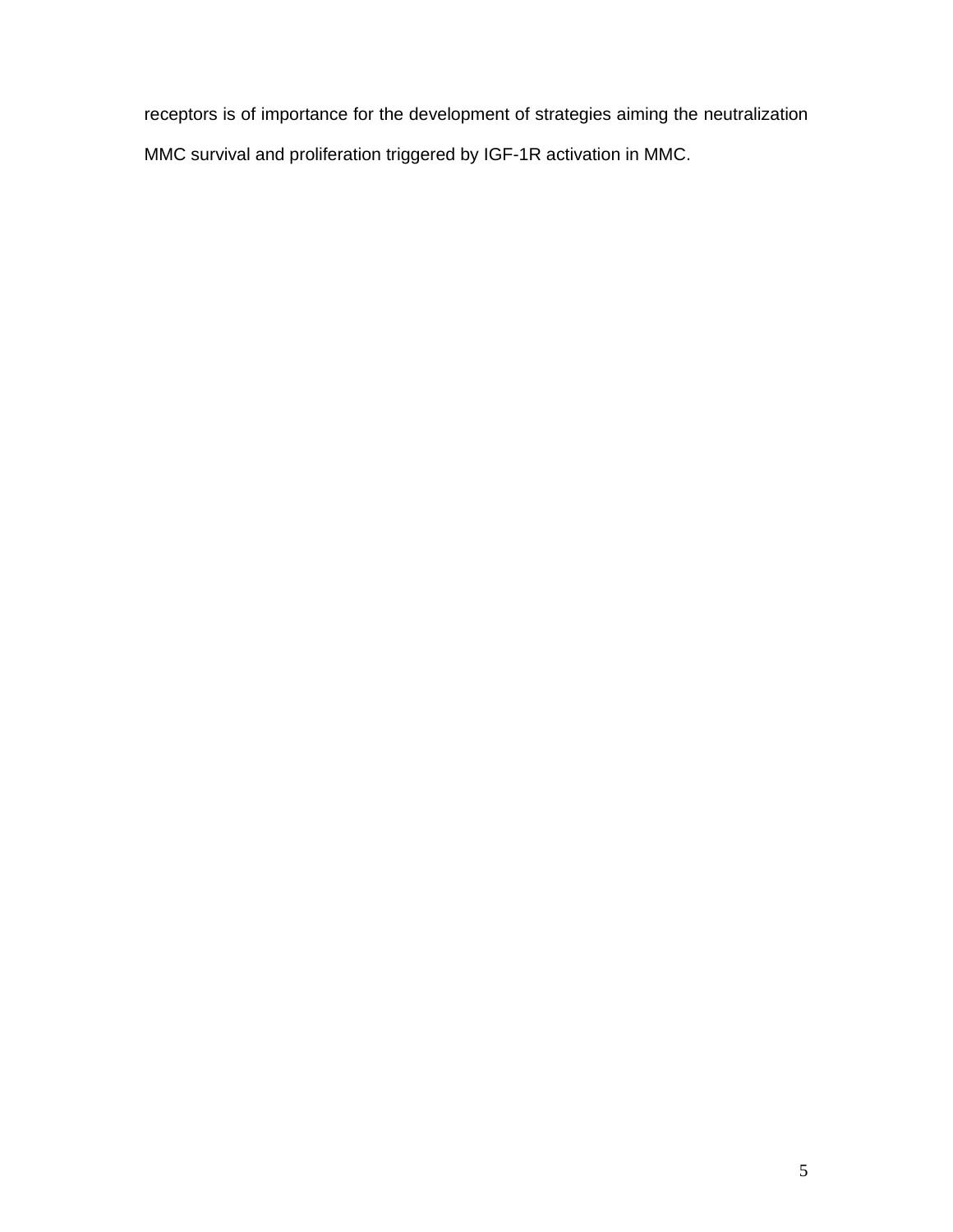receptors is of importance for the development of strategies aiming the neutralization MMC survival and proliferation triggered by IGF-1R activation in MMC.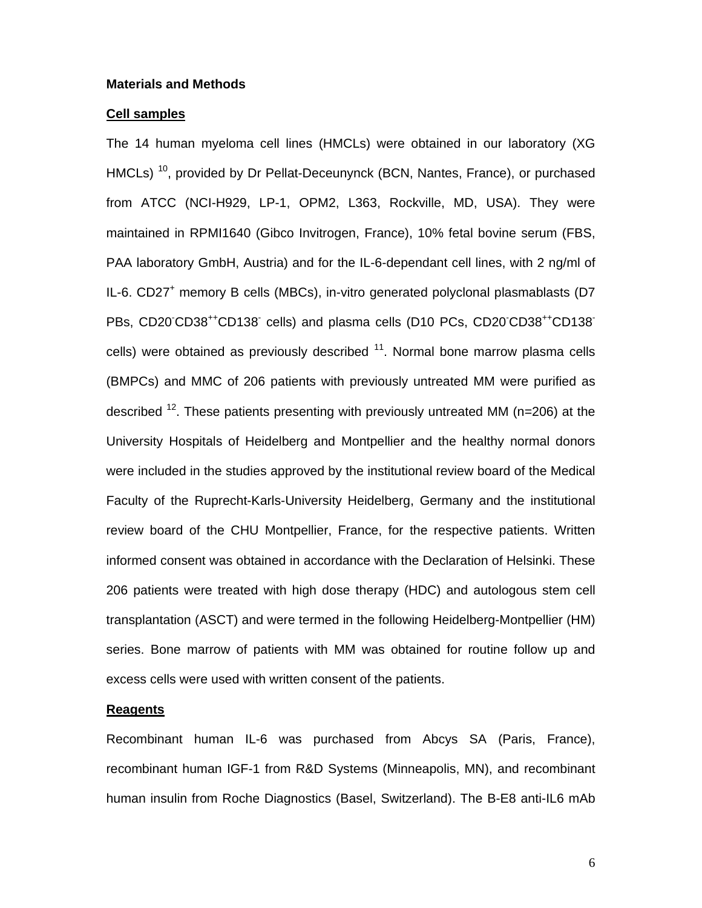**Materials and Methods**

**Cell samples**

The 14 human myeloma cell lines (HMCLs) were obtained in our laboratory (XG HMCLs) [10], provided by Dr Pellat-Deceunynck (BCN, Nantes, France), or purchased from ATCC (NCI-H929, LP-1, OPM2, L363, Rockville, MD, USA). They were maintained in RPMI1640 (Gibco Invitrogen, France), 10% fetal bovine serum (FBS, PAA laboratory GmbH, Austria) and for the IL-6-dependant cell lines, with 2 ng/ml of IL-6. $CD27^{+}$ memory B cells (MBCs), in-vitro generated polyclonal plasmablasts (D7 PBs, $CD20^{-}CD38^{++}CD138^{-}$ cells) and plasma cells (D10 PCs, $CD20^{-}CD38^{++}CD138^{-}$ cells) were obtained as previously described [11]. Normal bone marrow plasma cells (BMPCs) and MMC of 206 patients with previously untreated MM were purified as described [12]. These patients presenting with previously untreated MM (n=206) at the University Hospitals of Heidelberg and Montpellier and the healthy normal donors were included in the studies approved by the institutional review board of the Medical Faculty of the Ruprecht-Karls-University Heidelberg, Germany and the institutional review board of the CHU Montpellier, France, for the respective patients. Written informed consent was obtained in accordance with the Declaration of Helsinki. These 206 patients were treated with high dose therapy (HDC) and autologous stem cell transplantation (ASCT) and were termed in the following Heidelberg-Montpellier (HM) series. Bone marrow of patients with MM was obtained for routine follow up and excess cells were used with written consent of the patients.

**Reagents**

Recombinant human IL-6 was purchased from Abcys SA (Paris, France), recombinant human IGF-1 from R&D Systems (Minneapolis, MN), and recombinant human insulin from Roche Diagnostics (Basel, Switzerland). The B-E8 anti-IL6 mAb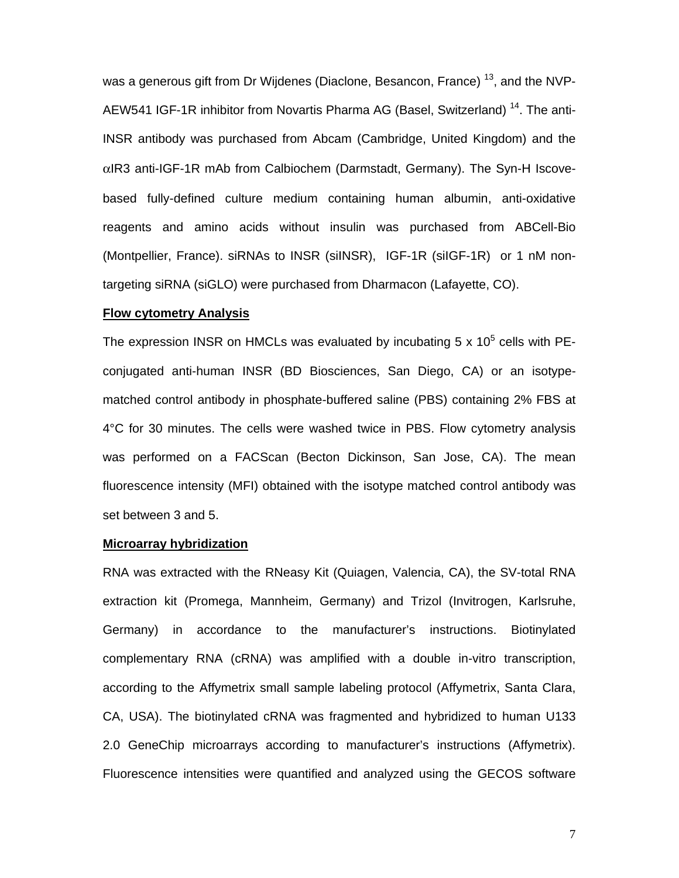was a generous gift from Dr Wijdenes (Diaclone, Besancon, France) [13], and the NVP-AEW541 IGF-1R inhibitor from Novartis Pharma AG (Basel, Switzerland) [14]. The anti-INSR antibody was purchased from Abcam (Cambridge, United Kingdom) and the αIR3 anti-IGF-1R mAb from Calbiochem (Darmstadt, Germany). The Syn-H Iscove-based fully-defined culture medium containing human albumin, anti-oxidative reagents and amino acids without insulin was purchased from ABCell-Bio (Montpellier, France). siRNAs to INSR (siINSR), IGF-1R (siIGF-1R) or 1 nM non-targeting siRNA (siGLO) were purchased from Dharmacon (Lafayette, CO).

**Flow cytometry Analysis**

The expression INSR on HMCLs was evaluated by incubating 5 x $10^5$ cells with PE-conjugated anti-human INSR (BD Biosciences, San Diego, CA) or an isotype-matched control antibody in phosphate-buffered saline (PBS) containing 2% FBS at 4°C for 30 minutes. The cells were washed twice in PBS. Flow cytometry analysis was performed on a FACScan (Becton Dickinson, San Jose, CA). The mean fluorescence intensity (MFI) obtained with the isotype matched control antibody was set between 3 and 5.

**Microarray hybridization**

RNA was extracted with the RNeasy Kit (Quiagen, Valencia, CA), the SV-total RNA extraction kit (Promega, Mannheim, Germany) and Trizol (Invitrogen, Karlsruhe, Germany) in accordance to the manufacturer's instructions. Biotinylated complementary RNA (cRNA) was amplified with a double in-vitro transcription, according to the Affymetrix small sample labeling protocol (Affymetrix, Santa Clara, CA, USA). The biotinylated cRNA was fragmented and hybridized to human U133 2.0 GeneChip microarrays according to manufacturer's instructions (Affymetrix). Fluorescence intensities were quantified and analyzed using the GECOS software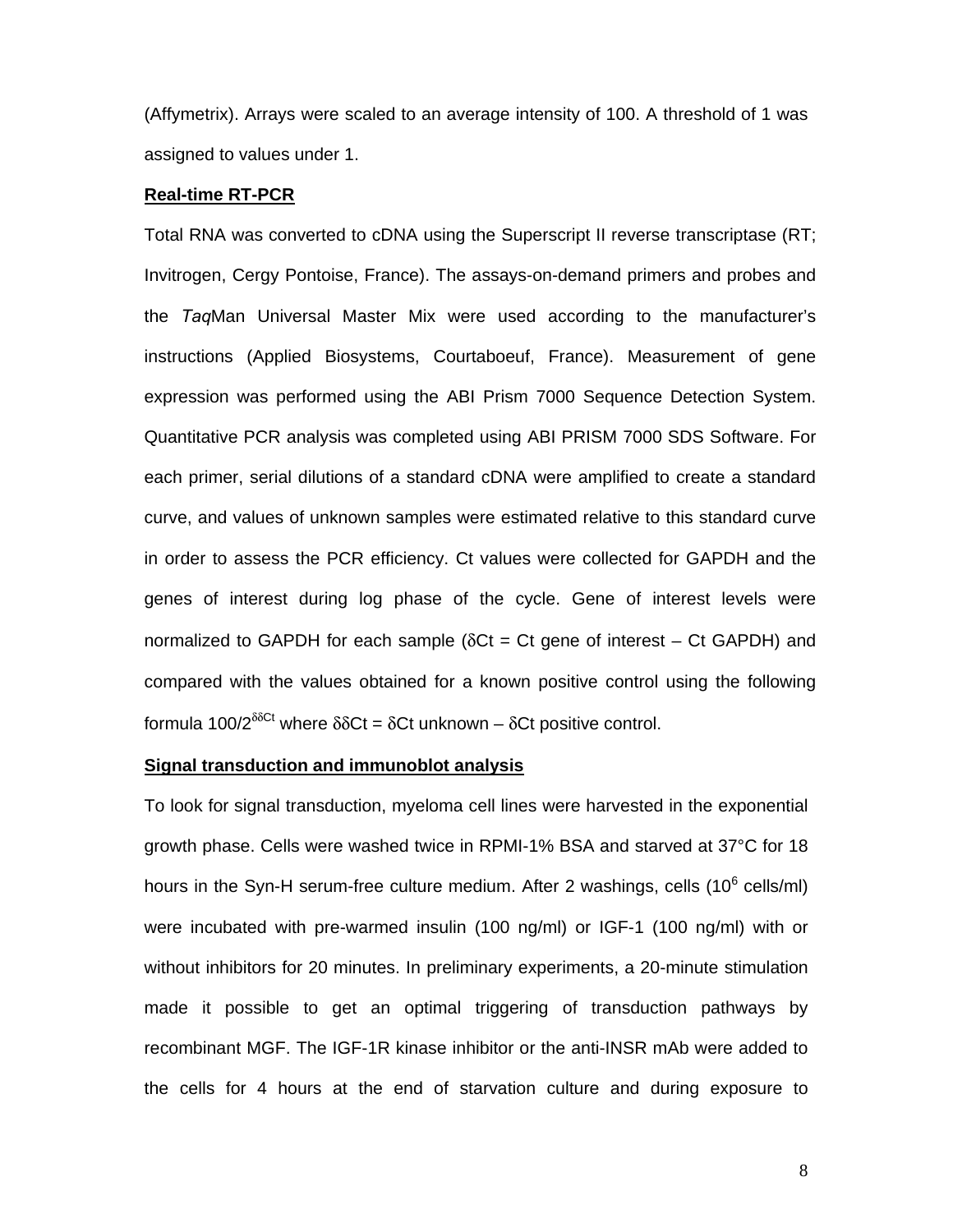(Affymetrix). Arrays were scaled to an average intensity of 100. A threshold of 1 was assigned to values under 1.

**Real-time RT-PCR**

Total RNA was converted to cDNA using the Superscript II reverse transcriptase (RT; Invitrogen, Cergy Pontoise, France). The assays-on-demand primers and probes and the *Taq*Man Universal Master Mix were used according to the manufacturer's instructions (Applied Biosystems, Courtaboeuf, France). Measurement of gene expression was performed using the ABI Prism 7000 Sequence Detection System. Quantitative PCR analysis was completed using ABI PRISM 7000 SDS Software. For each primer, serial dilutions of a standard cDNA were amplified to create a standard curve, and values of unknown samples were estimated relative to this standard curve in order to assess the PCR efficiency. Ct values were collected for GAPDH and the genes of interest during log phase of the cycle. Gene of interest levels were normalized to GAPDH for each sample ($\delta$Ct = Ct gene of interest – Ct GAPDH) and compared with the values obtained for a known positive control using the following formula $100/2^{\delta\delta Ct}$ where $\delta\delta$Ct = $\delta$Ct unknown – $\delta$Ct positive control.

**Signal transduction and immunoblot analysis**

To look for signal transduction, myeloma cell lines were harvested in the exponential growth phase. Cells were washed twice in RPMI-1% BSA and starved at 37°C for 18 hours in the Syn-H serum-free culture medium. After 2 washings, cells ($10^6$ cells/ml) were incubated with pre-warmed insulin (100 ng/ml) or IGF-1 (100 ng/ml) with or without inhibitors for 20 minutes. In preliminary experiments, a 20-minute stimulation made it possible to get an optimal triggering of transduction pathways by recombinant MGF. The IGF-1R kinase inhibitor or the anti-INSR mAb were added to the cells for 4 hours at the end of starvation culture and during exposure to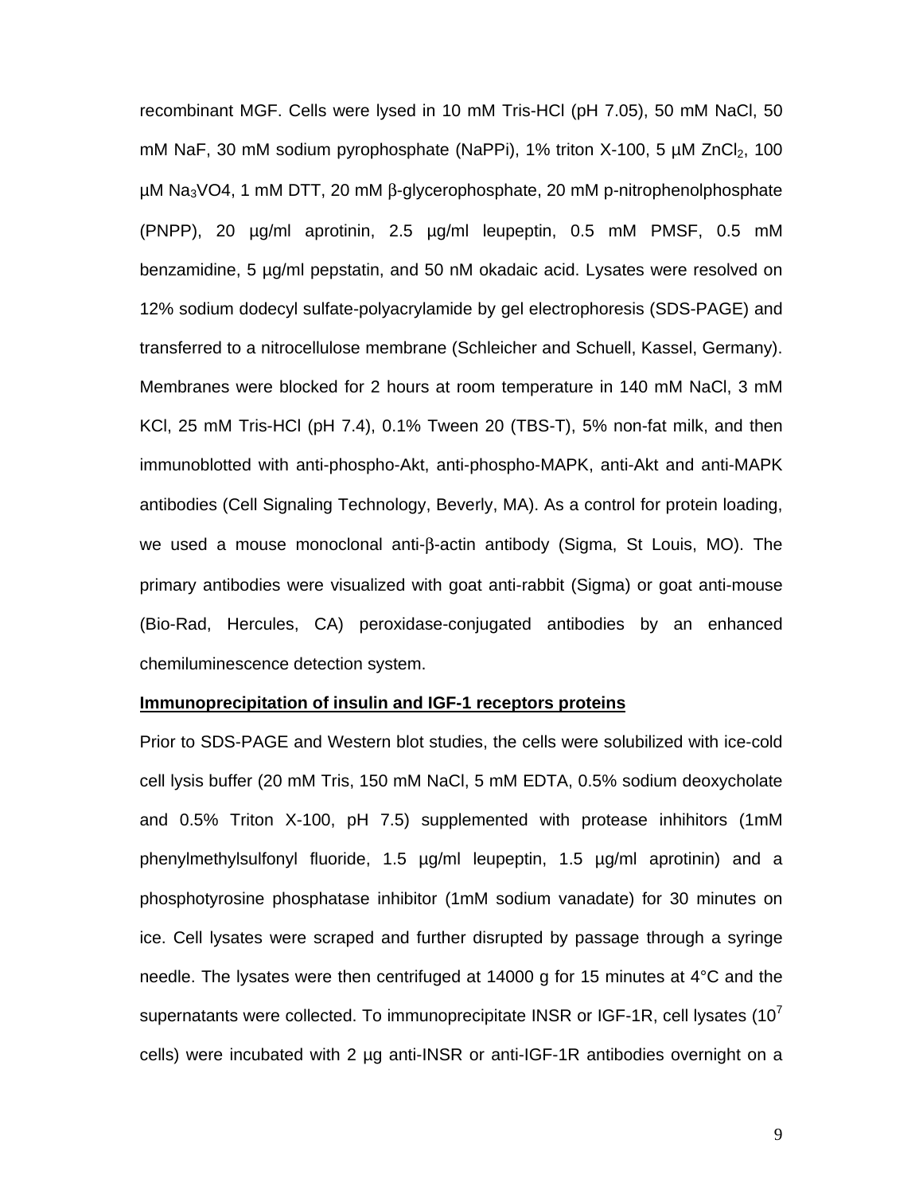recombinant MGF. Cells were lysed in 10 mM Tris-HCl (pH 7.05), 50 mM NaCl, 50 mM NaF, 30 mM sodium pyrophosphate (NaPPi), 1% triton X-100, 5 µM $ZnCl_2$, 100 µM $Na_3VO4$, 1 mM DTT, 20 mM β-glycerophosphate, 20 mM p-nitrophenolphosphate (PNPP), 20 µg/ml aprotinin, 2.5 µg/ml leupeptin, 0.5 mM PMSF, 0.5 mM benzamidine, 5 µg/ml pepstatin, and 50 nM okadaic acid. Lysates were resolved on 12% sodium dodecyl sulfate-polyacrylamide by gel electrophoresis (SDS-PAGE) and transferred to a nitrocellulose membrane (Schleicher and Schuell, Kassel, Germany). Membranes were blocked for 2 hours at room temperature in 140 mM NaCl, 3 mM KCl, 25 mM Tris-HCl (pH 7.4), 0.1% Tween 20 (TBS-T), 5% non-fat milk, and then immunoblotted with anti-phospho-Akt, anti-phospho-MAPK, anti-Akt and anti-MAPK antibodies (Cell Signaling Technology, Beverly, MA). As a control for protein loading, we used a mouse monoclonal anti-β-actin antibody (Sigma, St Louis, MO). The primary antibodies were visualized with goat anti-rabbit (Sigma) or goat anti-mouse (Bio-Rad, Hercules, CA) peroxidase-conjugated antibodies by an enhanced chemiluminescence detection system.

**Immunoprecipitation of insulin and IGF-1 receptors proteins**

Prior to SDS-PAGE and Western blot studies, the cells were solubilized with ice-cold cell lysis buffer (20 mM Tris, 150 mM NaCl, 5 mM EDTA, 0.5% sodium deoxycholate and 0.5% Triton X-100, pH 7.5) supplemented with protease inhihitors (1mM phenylmethylsulfonyl fluoride, 1.5 µg/ml leupeptin, 1.5 µg/ml aprotinin) and a phosphotyrosine phosphatase inhibitor (1mM sodium vanadate) for 30 minutes on ice. Cell lysates were scraped and further disrupted by passage through a syringe needle. The lysates were then centrifuged at 14000 g for 15 minutes at 4°C and the supernatants were collected. To immunoprecipitate INSR or IGF-1R, cell lysates ($10^7$ cells) were incubated with 2 µg anti-INSR or anti-IGF-1R antibodies overnight on a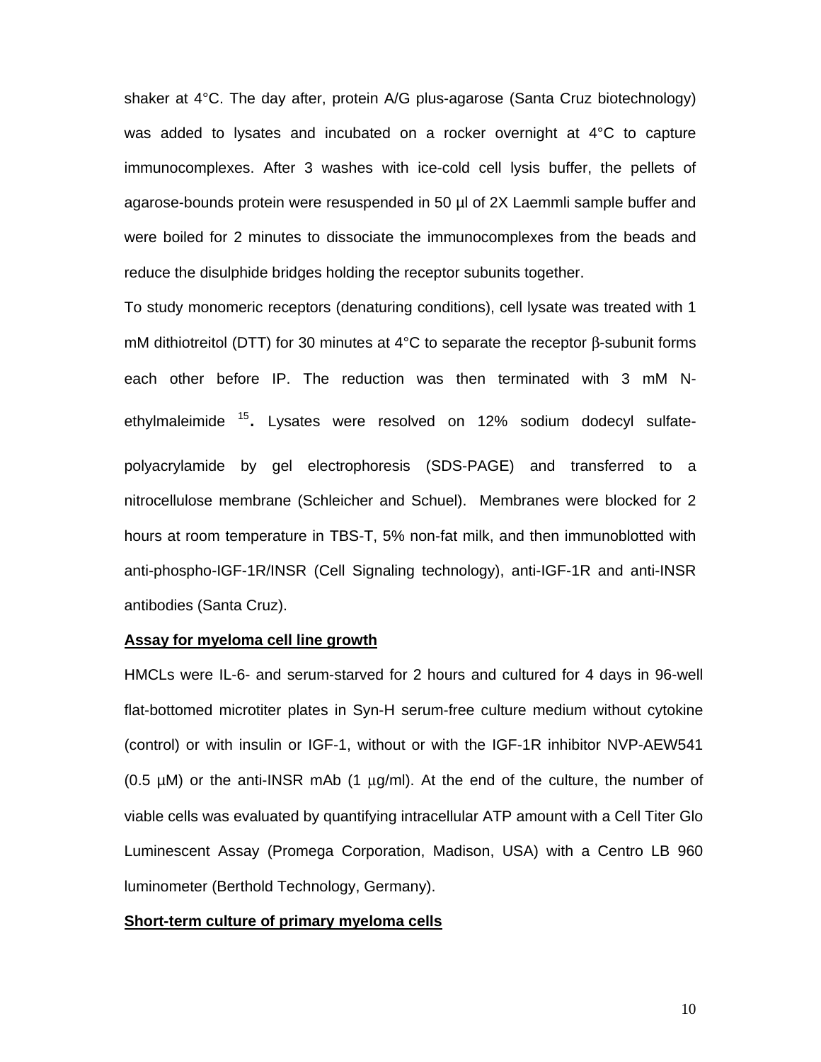shaker at 4°C. The day after, protein A/G plus-agarose (Santa Cruz biotechnology) was added to lysates and incubated on a rocker overnight at 4°C to capture immunocomplexes. After 3 washes with ice-cold cell lysis buffer, the pellets of agarose-bounds protein were resuspended in 50 µl of 2X Laemmli sample buffer and were boiled for 2 minutes to dissociate the immunocomplexes from the beads and reduce the disulphide bridges holding the receptor subunits together.

To study monomeric receptors (denaturing conditions), cell lysate was treated with 1 mM dithiotreitol (DTT) for 30 minutes at 4°C to separate the receptor β-subunit forms each other before IP. The reduction was then terminated with 3 mM N-ethylmaleimide [15]**.** Lysates were resolved on 12% sodium dodecyl sulfate-polyacrylamide by gel electrophoresis (SDS-PAGE) and transferred to a nitrocellulose membrane (Schleicher and Schuel). Membranes were blocked for 2 hours at room temperature in TBS-T, 5% non-fat milk, and then immunoblotted with anti-phospho-IGF-1R/INSR (Cell Signaling technology), anti-IGF-1R and anti-INSR antibodies (Santa Cruz).

**Assay for myeloma cell line growth**

HMCLs were IL-6- and serum-starved for 2 hours and cultured for 4 days in 96-well flat-bottomed microtiter plates in Syn-H serum-free culture medium without cytokine (control) or with insulin or IGF-1, without or with the IGF-1R inhibitor NVP-AEW541 (0.5 µM) or the anti-INSR mAb (1 µg/ml). At the end of the culture, the number of viable cells was evaluated by quantifying intracellular ATP amount with a Cell Titer Glo Luminescent Assay (Promega Corporation, Madison, USA) with a Centro LB 960 luminometer (Berthold Technology, Germany).

**Short-term culture of primary myeloma cells**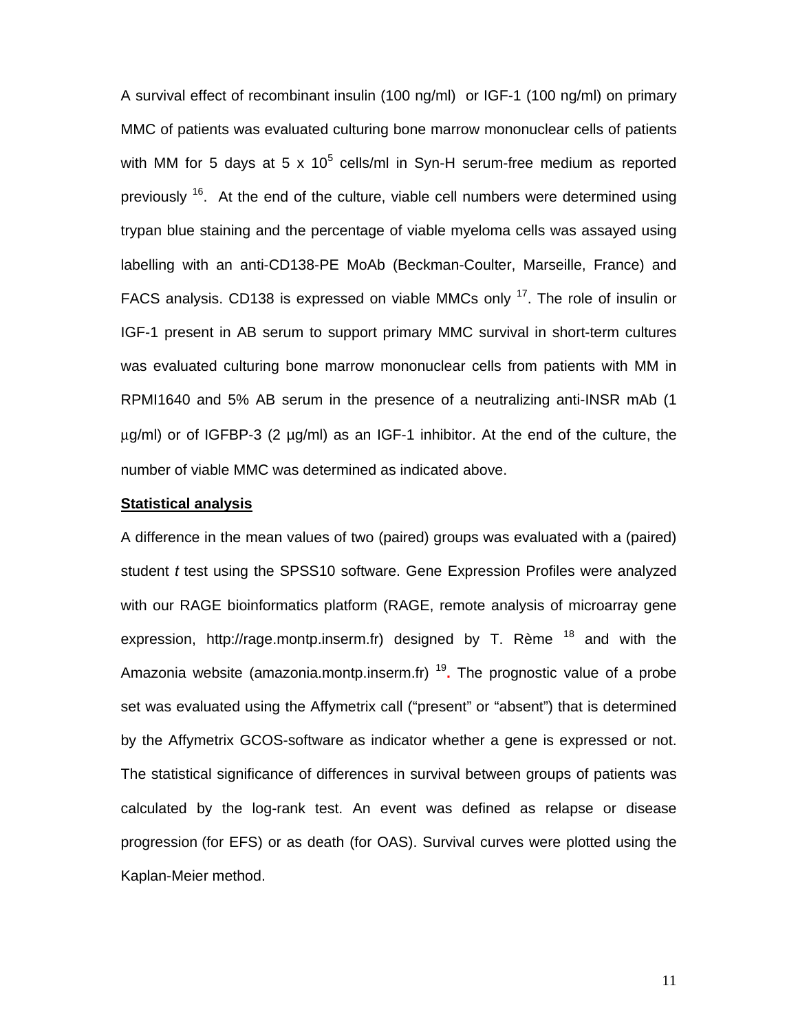A survival effect of recombinant insulin (100 ng/ml) or IGF-1 (100 ng/ml) on primary MMC of patients was evaluated culturing bone marrow mononuclear cells of patients with MM for 5 days at 5 x $10^5$ cells/ml in Syn-H serum-free medium as reported previously [16]. At the end of the culture, viable cell numbers were determined using trypan blue staining and the percentage of viable myeloma cells was assayed using labelling with an anti-CD138-PE MoAb (Beckman-Coulter, Marseille, France) and FACS analysis. CD138 is expressed on viable MMCs only [17]. The role of insulin or IGF-1 present in AB serum to support primary MMC survival in short-term cultures was evaluated culturing bone marrow mononuclear cells from patients with MM in RPMI1640 and 5% AB serum in the presence of a neutralizing anti-INSR mAb (1 µg/ml) or of IGFBP-3 (2 µg/ml) as an IGF-1 inhibitor. At the end of the culture, the number of viable MMC was determined as indicated above.

**Statistical analysis**

A difference in the mean values of two (paired) groups was evaluated with a (paired) student *t* test using the SPSS10 software. Gene Expression Profiles were analyzed with our RAGE bioinformatics platform (RAGE, remote analysis of microarray gene expression, http://rage.montp.inserm.fr) designed by T. Rème [18] and with the Amazonia website (amazonia.montp.inserm.fr) [19]. The prognostic value of a probe set was evaluated using the Affymetrix call ("present" or "absent") that is determined by the Affymetrix GCOS-software as indicator whether a gene is expressed or not. The statistical significance of differences in survival between groups of patients was calculated by the log-rank test. An event was defined as relapse or disease progression (for EFS) or as death (for OAS). Survival curves were plotted using the Kaplan-Meier method.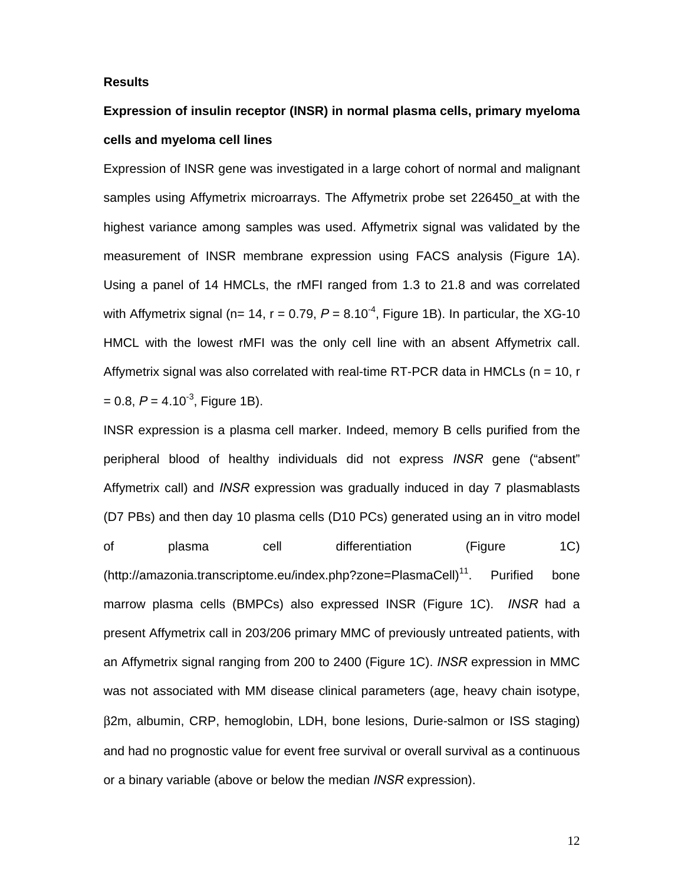**Results**

**Expression of insulin receptor (INSR) in normal plasma cells, primary myeloma cells and myeloma cell lines**

Expression of INSR gene was investigated in a large cohort of normal and malignant samples using Affymetrix microarrays. The Affymetrix probe set 226450_at with the highest variance among samples was used. Affymetrix signal was validated by the measurement of INSR membrane expression using FACS analysis (Figure 1A). Using a panel of 14 HMCLs, the rMFI ranged from 1.3 to 21.8 and was correlated with Affymetrix signal (n= 14, r = 0.79, $P = 8.10^{-4}$, Figure 1B). In particular, the XG-10 HMCL with the lowest rMFI was the only cell line with an absent Affymetrix call. Affymetrix signal was also correlated with real-time RT-PCR data in HMCLs (n = 10, r = 0.8, $P = 4.10^{-3}$, Figure 1B).

INSR expression is a plasma cell marker. Indeed, memory B cells purified from the peripheral blood of healthy individuals did not express *INSR* gene ("absent" Affymetrix call) and *INSR* expression was gradually induced in day 7 plasmablasts (D7 PBs) and then day 10 plasma cells (D10 PCs) generated using an in vitro model of plasma cell differentiation (Figure 1C) (http://amazonia.transcriptome.eu/index.php?zone=PlasmaCell)[11]. Purified bone marrow plasma cells (BMPCs) also expressed INSR (Figure 1C). *INSR* had a present Affymetrix call in 203/206 primary MMC of previously untreated patients, with an Affymetrix signal ranging from 200 to 2400 (Figure 1C). *INSR* expression in MMC was not associated with MM disease clinical parameters (age, heavy chain isotype, β2m, albumin, CRP, hemoglobin, LDH, bone lesions, Durie-salmon or ISS staging) and had no prognostic value for event free survival or overall survival as a continuous or a binary variable (above or below the median *INSR* expression).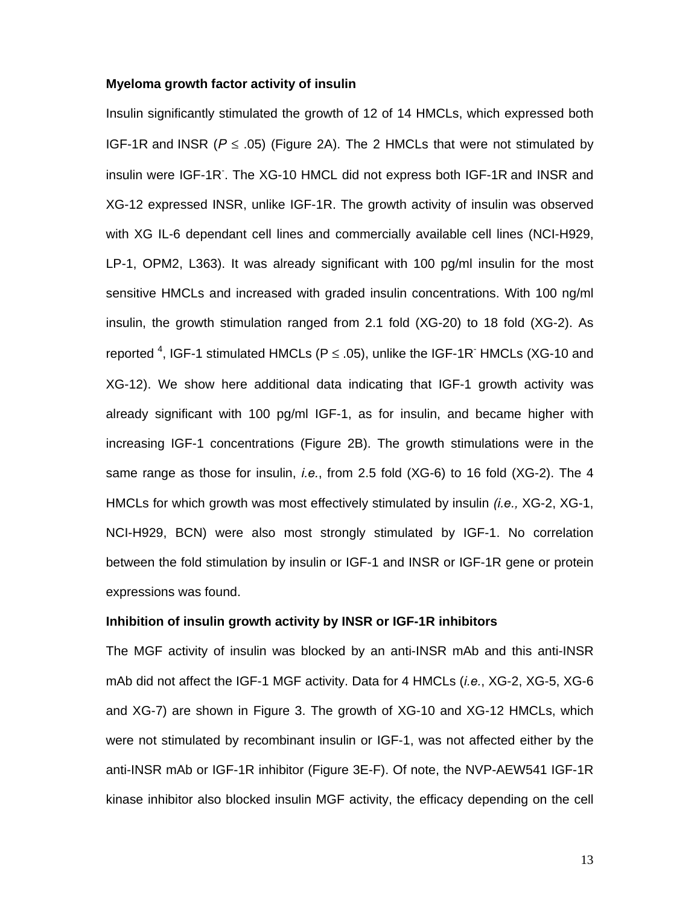**Myeloma growth factor activity of insulin**

Insulin significantly stimulated the growth of 12 of 14 HMCLs, which expressed both IGF-1R and INSR ($P \leq .05$) (Figure 2A). The 2 HMCLs that were not stimulated by insulin were IGF-1R$^-$. The XG-10 HMCL did not express both IGF-1R and INSR and XG-12 expressed INSR, unlike IGF-1R. The growth activity of insulin was observed with XG IL-6 dependant cell lines and commercially available cell lines (NCI-H929, LP-1, OPM2, L363). It was already significant with 100 pg/ml insulin for the most sensitive HMCLs and increased with graded insulin concentrations. With 100 ng/ml insulin, the growth stimulation ranged from 2.1 fold (XG-20) to 18 fold (XG-2). As reported [4], IGF-1 stimulated HMCLs ($P \leq .05$), unlike the IGF-1R$^-$ HMCLs (XG-10 and XG-12). We show here additional data indicating that IGF-1 growth activity was already significant with 100 pg/ml IGF-1, as for insulin, and became higher with increasing IGF-1 concentrations (Figure 2B). The growth stimulations were in the same range as those for insulin, *i.e.*, from 2.5 fold (XG-6) to 16 fold (XG-2). The 4 HMCLs for which growth was most effectively stimulated by insulin *(i.e.,* XG-2, XG-1, NCI-H929, BCN) were also most strongly stimulated by IGF-1. No correlation between the fold stimulation by insulin or IGF-1 and INSR or IGF-1R gene or protein expressions was found.

**Inhibition of insulin growth activity by INSR or IGF-1R inhibitors**

The MGF activity of insulin was blocked by an anti-INSR mAb and this anti-INSR mAb did not affect the IGF-1 MGF activity. Data for 4 HMCLs (*i.e.*, XG-2, XG-5, XG-6 and XG-7) are shown in Figure 3. The growth of XG-10 and XG-12 HMCLs, which were not stimulated by recombinant insulin or IGF-1, was not affected either by the anti-INSR mAb or IGF-1R inhibitor (Figure 3E-F). Of note, the NVP-AEW541 IGF-1R kinase inhibitor also blocked insulin MGF activity, the efficacy depending on the cell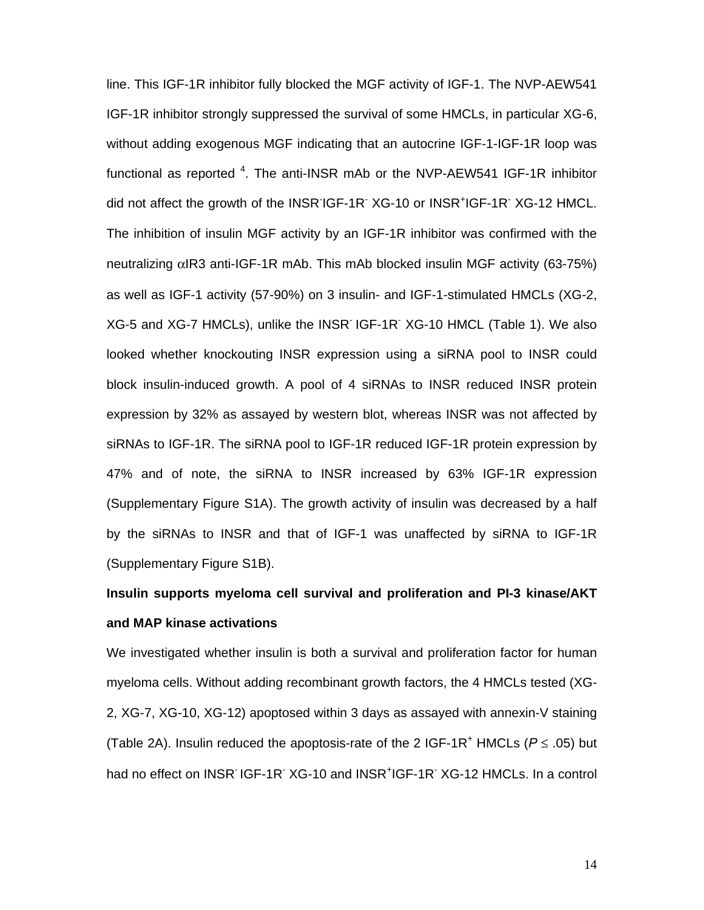line. This IGF-1R inhibitor fully blocked the MGF activity of IGF-1. The NVP-AEW541 IGF-1R inhibitor strongly suppressed the survival of some HMCLs, in particular XG-6, without adding exogenous MGF indicating that an autocrine IGF-1-IGF-1R loop was functional as reported [4]. The anti-INSR mAb or the NVP-AEW541 IGF-1R inhibitor did not affect the growth of the $INSR^{-}IGF\text{-}1R^{-}$ XG-10 or $INSR^{+}IGF\text{-}1R^{-}$ XG-12 HMCL. The inhibition of insulin MGF activity by an IGF-1R inhibitor was confirmed with the neutralizing $\alpha$IR3 anti-IGF-1R mAb. This mAb blocked insulin MGF activity (63-75%) as well as IGF-1 activity (57-90%) on 3 insulin- and IGF-1-stimulated HMCLs (XG-2, XG-5 and XG-7 HMCLs), unlike the $INSR^{-}$ $IGF\text{-}1R^{-}$ XG-10 HMCL (Table 1). We also looked whether knockouting INSR expression using a siRNA pool to INSR could block insulin-induced growth. A pool of 4 siRNAs to INSR reduced INSR protein expression by 32% as assayed by western blot, whereas INSR was not affected by siRNAs to IGF-1R. The siRNA pool to IGF-1R reduced IGF-1R protein expression by 47% and of note, the siRNA to INSR increased by 63% IGF-1R expression (Supplementary Figure S1A). The growth activity of insulin was decreased by a half by the siRNAs to INSR and that of IGF-1 was unaffected by siRNA to IGF-1R (Supplementary Figure S1B).

**Insulin supports myeloma cell survival and proliferation and PI-3 kinase/AKT and MAP kinase activations**

We investigated whether insulin is both a survival and proliferation factor for human myeloma cells. Without adding recombinant growth factors, the 4 HMCLs tested (XG-2, XG-7, XG-10, XG-12) apoptosed within 3 days as assayed with annexin-V staining (Table 2A). Insulin reduced the apoptosis-rate of the 2 $IGF\text{-}1R^{+}$ HMCLs ($P \leq .05$) but had no effect on $INSR^{-}$ $IGF\text{-}1R^{-}$ XG-10 and $INSR^{+}IGF\text{-}1R^{-}$ XG-12 HMCLs. In a control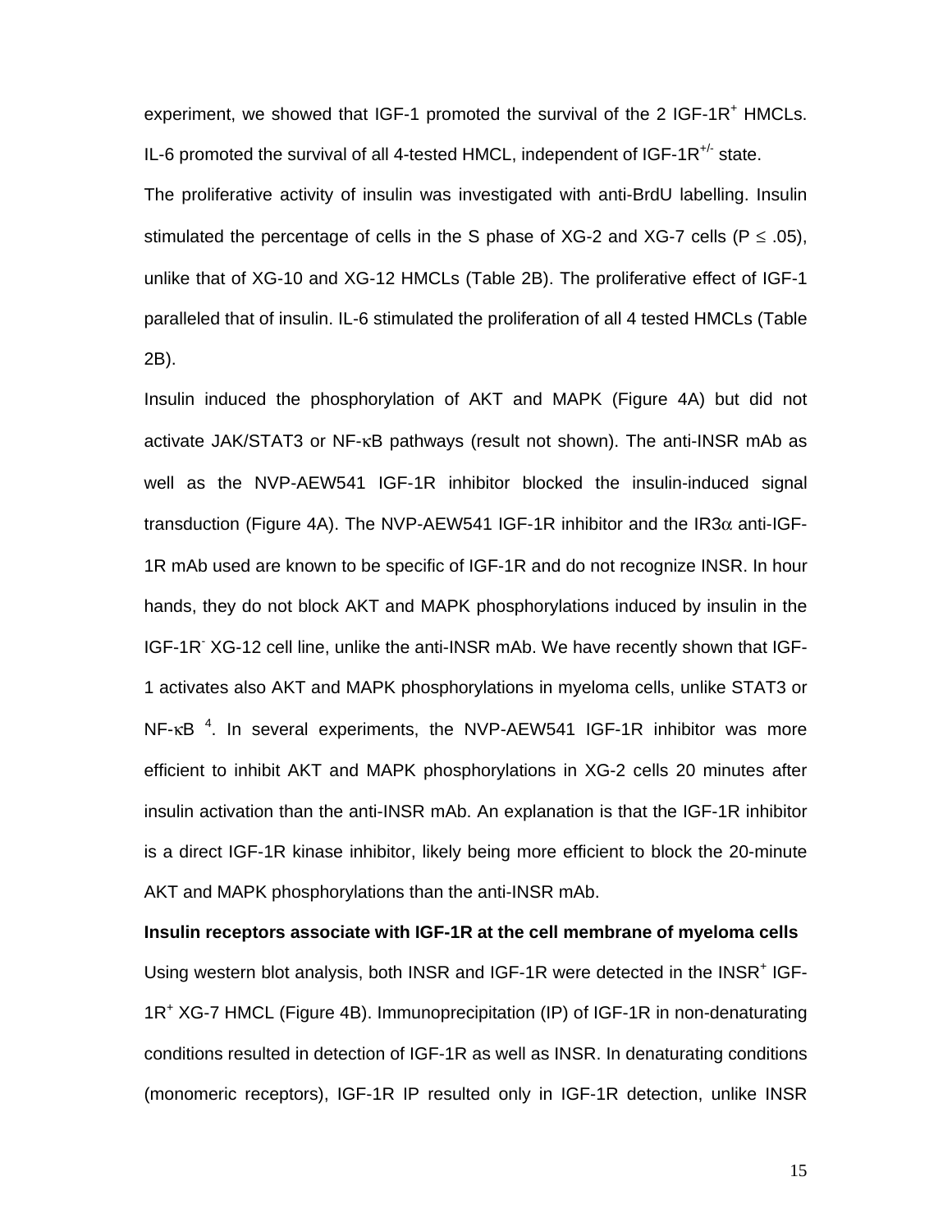experiment, we showed that IGF-1 promoted the survival of the 2 IGF-1R$^+$ HMCLs. IL-6 promoted the survival of all 4-tested HMCL, independent of IGF-1R$^{+/-}$ state.

The proliferative activity of insulin was investigated with anti-BrdU labelling. Insulin stimulated the percentage of cells in the S phase of XG-2 and XG-7 cells ($P \leq .05$), unlike that of XG-10 and XG-12 HMCLs (Table 2B). The proliferative effect of IGF-1 paralleled that of insulin. IL-6 stimulated the proliferation of all 4 tested HMCLs (Table 2B).

Insulin induced the phosphorylation of AKT and MAPK (Figure 4A) but did not activate JAK/STAT3 or NF-κB pathways (result not shown). The anti-INSR mAb as well as the NVP-AEW541 IGF-1R inhibitor blocked the insulin-induced signal transduction (Figure 4A). The NVP-AEW541 IGF-1R inhibitor and the IR3α anti-IGF-1R mAb used are known to be specific of IGF-1R and do not recognize INSR. In hour hands, they do not block AKT and MAPK phosphorylations induced by insulin in the IGF-1R$^-$ XG-12 cell line, unlike the anti-INSR mAb. We have recently shown that IGF-1 activates also AKT and MAPK phosphorylations in myeloma cells, unlike STAT3 or NF-κB [4]. In several experiments, the NVP-AEW541 IGF-1R inhibitor was more efficient to inhibit AKT and MAPK phosphorylations in XG-2 cells 20 minutes after insulin activation than the anti-INSR mAb. An explanation is that the IGF-1R inhibitor is a direct IGF-1R kinase inhibitor, likely being more efficient to block the 20-minute AKT and MAPK phosphorylations than the anti-INSR mAb.

**Insulin receptors associate with IGF-1R at the cell membrane of myeloma cells**

Using western blot analysis, both INSR and IGF-1R were detected in the INSR$^+$ IGF-1R$^+$ XG-7 HMCL (Figure 4B). Immunoprecipitation (IP) of IGF-1R in non-denaturating conditions resulted in detection of IGF-1R as well as INSR. In denaturating conditions (monomeric receptors), IGF-1R IP resulted only in IGF-1R detection, unlike INSR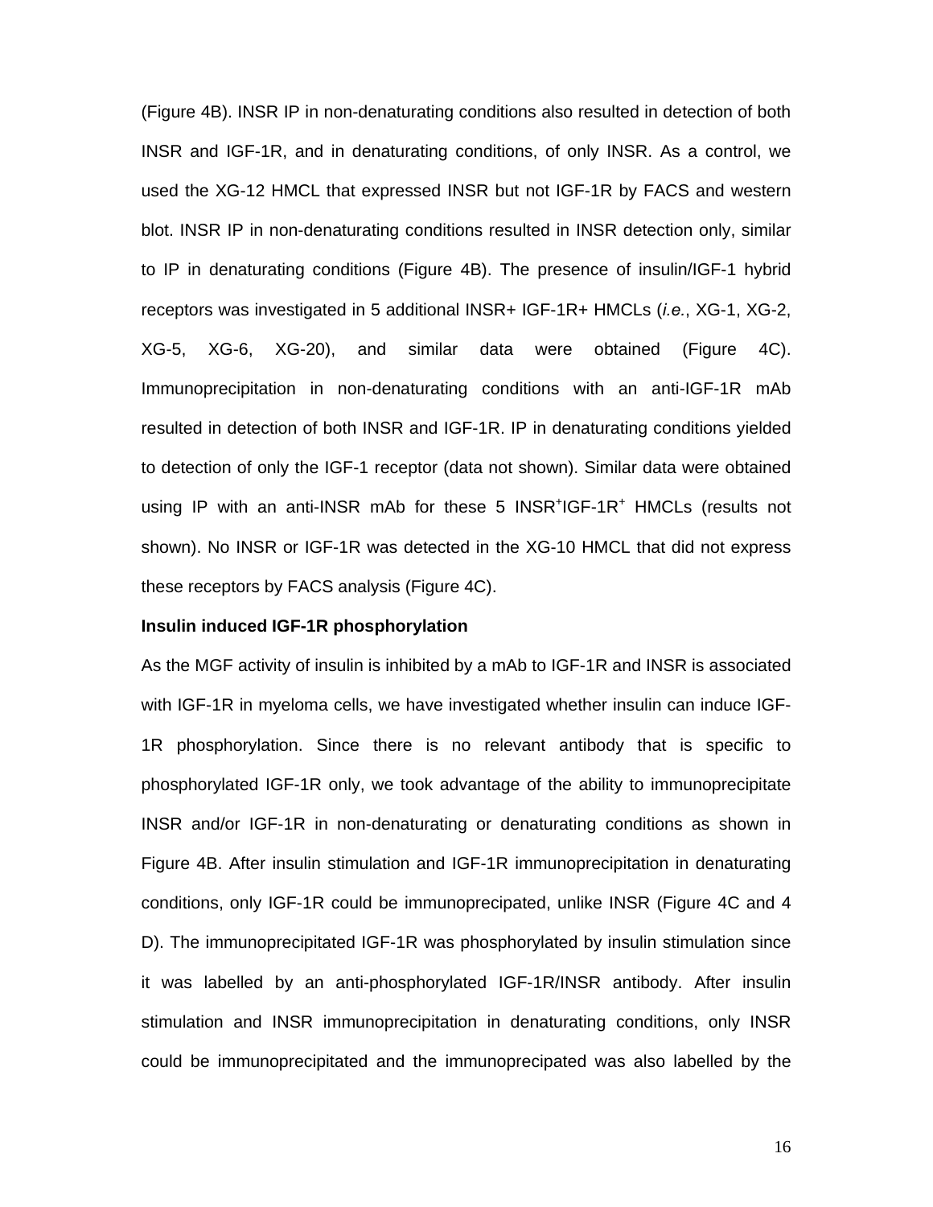(Figure 4B). INSR IP in non-denaturating conditions also resulted in detection of both INSR and IGF-1R, and in denaturating conditions, of only INSR. As a control, we used the XG-12 HMCL that expressed INSR but not IGF-1R by FACS and western blot. INSR IP in non-denaturating conditions resulted in INSR detection only, similar to IP in denaturating conditions (Figure 4B). The presence of insulin/IGF-1 hybrid receptors was investigated in 5 additional INSR+ IGF-1R+ HMCLs (*i.e.*, XG-1, XG-2, XG-5, XG-6, XG-20), and similar data were obtained (Figure 4C). Immunoprecipitation in non-denaturating conditions with an anti-IGF-1R mAb resulted in detection of both INSR and IGF-1R. IP in denaturating conditions yielded to detection of only the IGF-1 receptor (data not shown). Similar data were obtained using IP with an anti-INSR mAb for these 5 INSR$^+$IGF-1R$^+$ HMCLs (results not shown). No INSR or IGF-1R was detected in the XG-10 HMCL that did not express these receptors by FACS analysis (Figure 4C).

**Insulin induced IGF-1R phosphorylation**

As the MGF activity of insulin is inhibited by a mAb to IGF-1R and INSR is associated with IGF-1R in myeloma cells, we have investigated whether insulin can induce IGF-1R phosphorylation. Since there is no relevant antibody that is specific to phosphorylated IGF-1R only, we took advantage of the ability to immunoprecipitate INSR and/or IGF-1R in non-denaturating or denaturating conditions as shown in Figure 4B. After insulin stimulation and IGF-1R immunoprecipitation in denaturating conditions, only IGF-1R could be immunoprecipated, unlike INSR (Figure 4C and 4 D). The immunoprecipitated IGF-1R was phosphorylated by insulin stimulation since it was labelled by an anti-phosphorylated IGF-1R/INSR antibody. After insulin stimulation and INSR immunoprecipitation in denaturating conditions, only INSR could be immunoprecipitated and the immunoprecipated was also labelled by the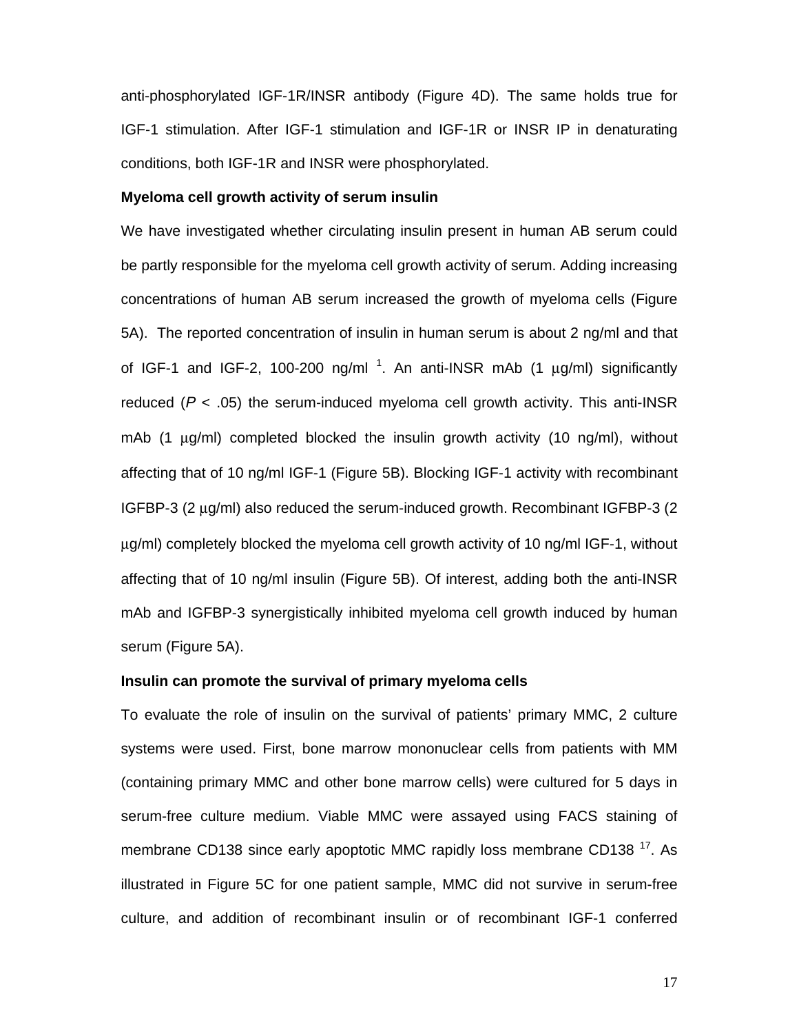anti-phosphorylated IGF-1R/INSR antibody (Figure 4D). The same holds true for IGF-1 stimulation. After IGF-1 stimulation and IGF-1R or INSR IP in denaturating conditions, both IGF-1R and INSR were phosphorylated.

**Myeloma cell growth activity of serum insulin**

We have investigated whether circulating insulin present in human AB serum could be partly responsible for the myeloma cell growth activity of serum. Adding increasing concentrations of human AB serum increased the growth of myeloma cells (Figure 5A). The reported concentration of insulin in human serum is about 2 ng/ml and that of IGF-1 and IGF-2, 100-200 ng/ml [1]. An anti-INSR mAb (1 µg/ml) significantly reduced ($P < .05$) the serum-induced myeloma cell growth activity. This anti-INSR mAb (1 µg/ml) completed blocked the insulin growth activity (10 ng/ml), without affecting that of 10 ng/ml IGF-1 (Figure 5B). Blocking IGF-1 activity with recombinant IGFBP-3 (2 µg/ml) also reduced the serum-induced growth. Recombinant IGFBP-3 (2 µg/ml) completely blocked the myeloma cell growth activity of 10 ng/ml IGF-1, without affecting that of 10 ng/ml insulin (Figure 5B). Of interest, adding both the anti-INSR mAb and IGFBP-3 synergistically inhibited myeloma cell growth induced by human serum (Figure 5A).

**Insulin can promote the survival of primary myeloma cells**

To evaluate the role of insulin on the survival of patients' primary MMC, 2 culture systems were used. First, bone marrow mononuclear cells from patients with MM (containing primary MMC and other bone marrow cells) were cultured for 5 days in serum-free culture medium. Viable MMC were assayed using FACS staining of membrane CD138 since early apoptotic MMC rapidly loss membrane CD138 [17]. As illustrated in Figure 5C for one patient sample, MMC did not survive in serum-free culture, and addition of recombinant insulin or of recombinant IGF-1 conferred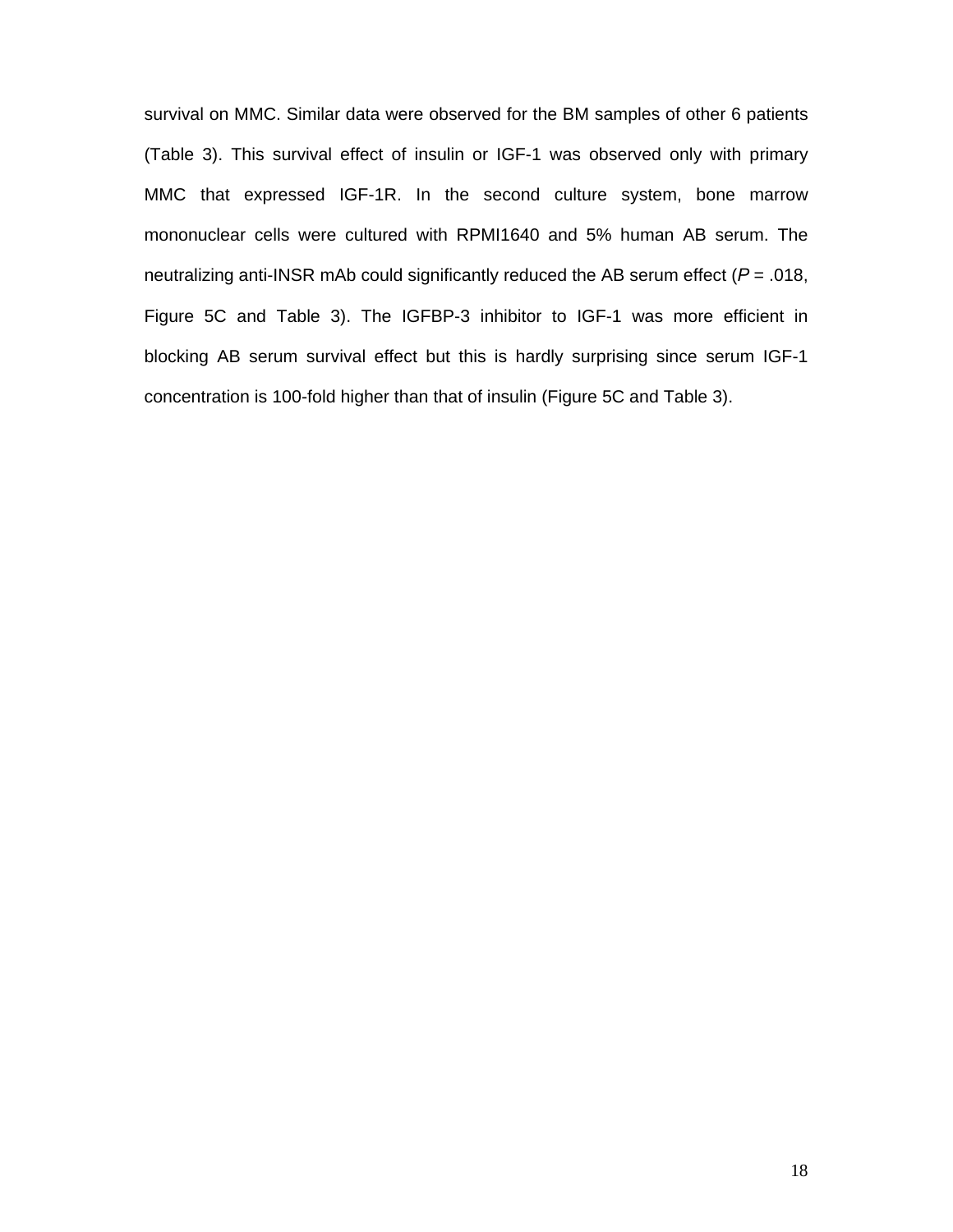survival on MMC. Similar data were observed for the BM samples of other 6 patients (Table 3). This survival effect of insulin or IGF-1 was observed only with primary MMC that expressed IGF-1R. In the second culture system, bone marrow mononuclear cells were cultured with RPMI1640 and 5% human AB serum. The neutralizing anti-INSR mAb could significantly reduced the AB serum effect (*P* = .018, Figure 5C and Table 3). The IGFBP-3 inhibitor to IGF-1 was more efficient in blocking AB serum survival effect but this is hardly surprising since serum IGF-1 concentration is 100-fold higher than that of insulin (Figure 5C and Table 3).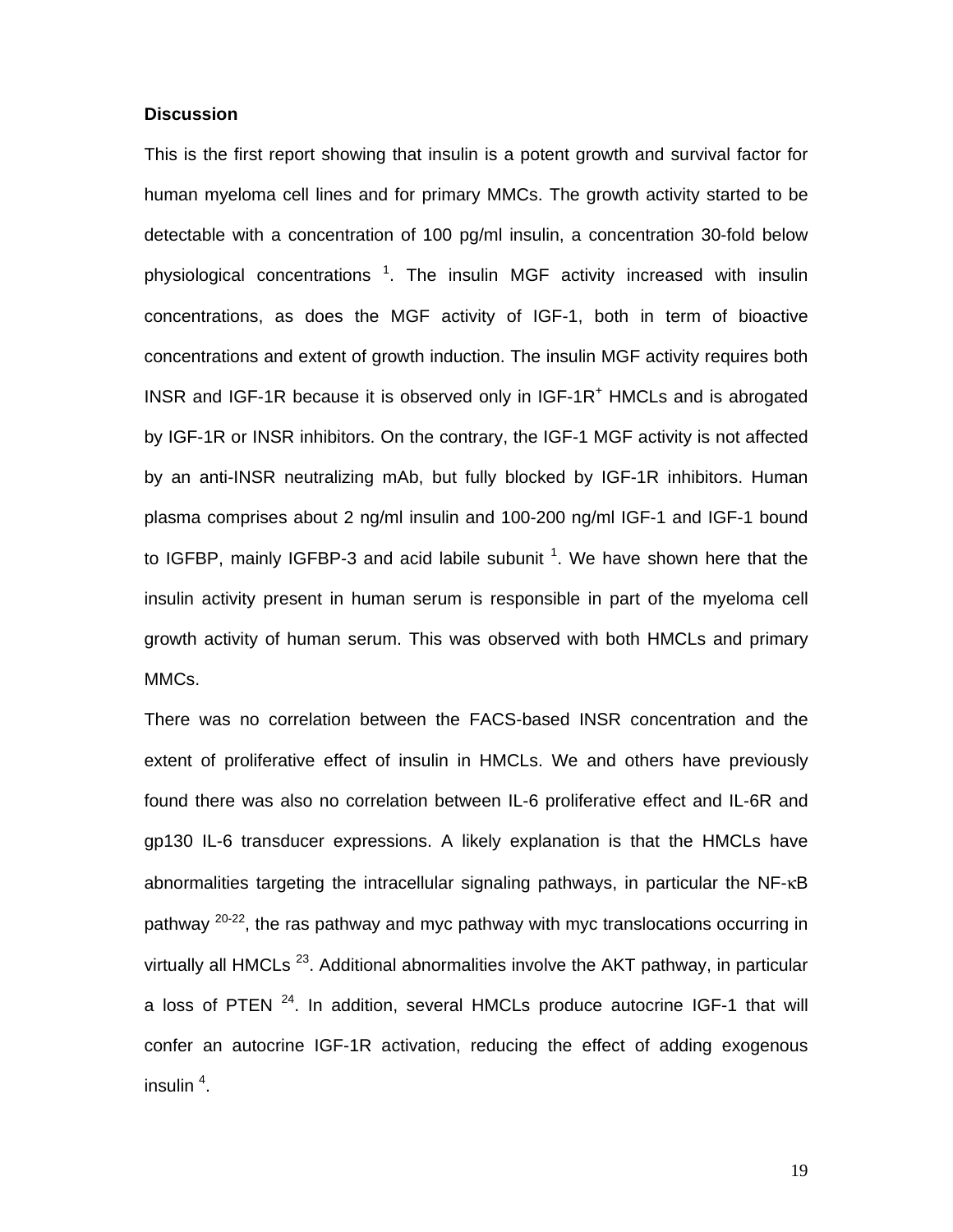## Discussion

This is the first report showing that insulin is a potent growth and survival factor for human myeloma cell lines and for primary MMCs. The growth activity started to be detectable with a concentration of 100 pg/ml insulin, a concentration 30-fold below physiological concentrations [1]. The insulin MGF activity increased with insulin concentrations, as does the MGF activity of IGF-1, both in term of bioactive concentrations and extent of growth induction. The insulin MGF activity requires both INSR and IGF-1R because it is observed only in IGF-1R$^+$ HMCLs and is abrogated by IGF-1R or INSR inhibitors. On the contrary, the IGF-1 MGF activity is not affected by an anti-INSR neutralizing mAb, but fully blocked by IGF-1R inhibitors. Human plasma comprises about 2 ng/ml insulin and 100-200 ng/ml IGF-1 and IGF-1 bound to IGFBP, mainly IGFBP-3 and acid labile subunit [1]. We have shown here that the insulin activity present in human serum is responsible in part of the myeloma cell growth activity of human serum. This was observed with both HMCLs and primary MMCs.

There was no correlation between the FACS-based INSR concentration and the extent of proliferative effect of insulin in HMCLs. We and others have previously found there was also no correlation between IL-6 proliferative effect and IL-6R and gp130 IL-6 transducer expressions. A likely explanation is that the HMCLs have abnormalities targeting the intracellular signaling pathways, in particular the NF-κB pathway [20-22], the ras pathway and myc pathway with myc translocations occurring in virtually all HMCLs [23]. Additional abnormalities involve the AKT pathway, in particular a loss of PTEN [24]. In addition, several HMCLs produce autocrine IGF-1 that will confer an autocrine IGF-1R activation, reducing the effect of adding exogenous insulin [4].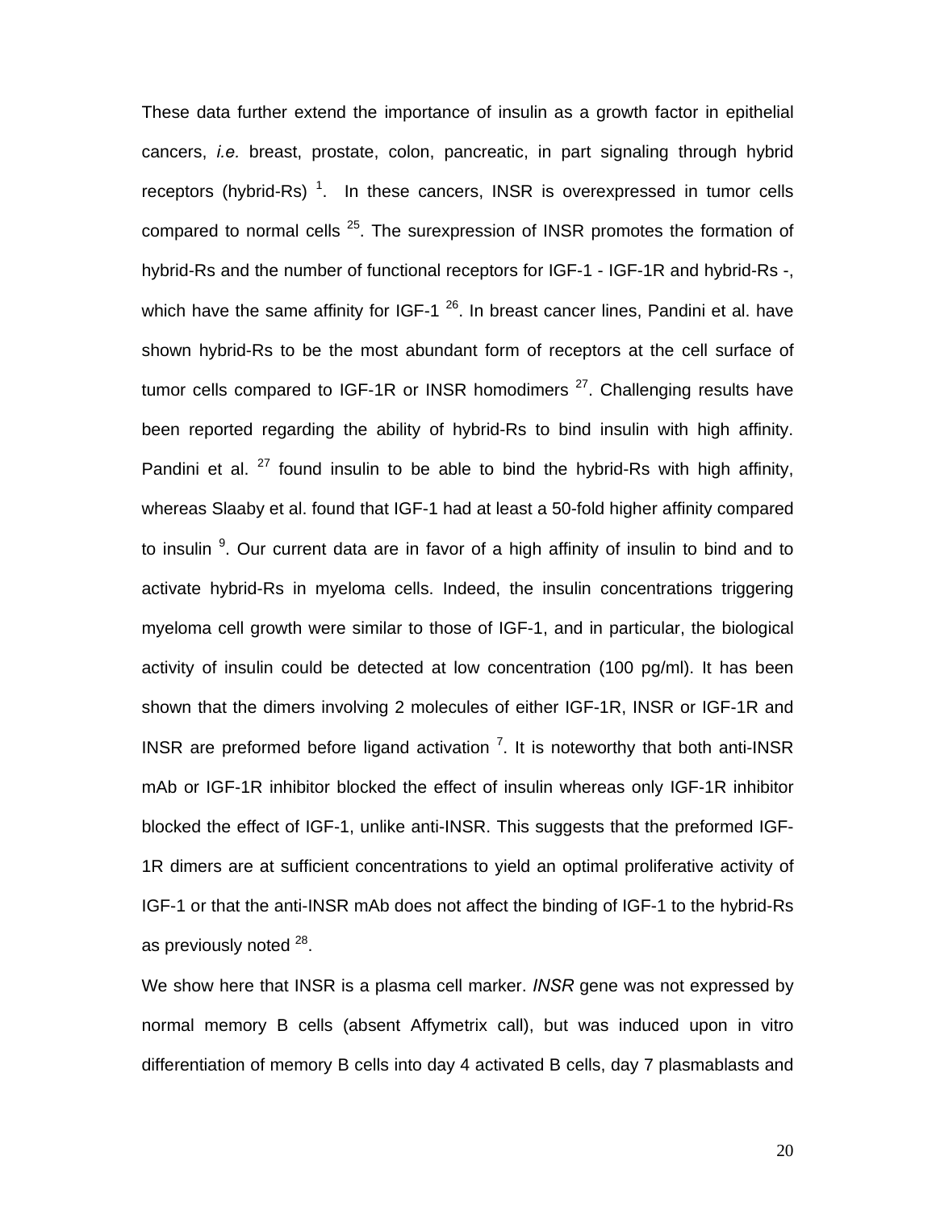These data further extend the importance of insulin as a growth factor in epithelial cancers, *i.e.* breast, prostate, colon, pancreatic, in part signaling through hybrid receptors (hybrid-Rs) [1]. In these cancers, INSR is overexpressed in tumor cells compared to normal cells [25]. The surexpression of INSR promotes the formation of hybrid-Rs and the number of functional receptors for IGF-1 - IGF-1R and hybrid-Rs -, which have the same affinity for IGF-1 [26]. In breast cancer lines, Pandini et al. have shown hybrid-Rs to be the most abundant form of receptors at the cell surface of tumor cells compared to IGF-1R or INSR homodimers [27]. Challenging results have been reported regarding the ability of hybrid-Rs to bind insulin with high affinity. Pandini et al. [27] found insulin to be able to bind the hybrid-Rs with high affinity, whereas Slaaby et al. found that IGF-1 had at least a 50-fold higher affinity compared to insulin [9]. Our current data are in favor of a high affinity of insulin to bind and to activate hybrid-Rs in myeloma cells. Indeed, the insulin concentrations triggering myeloma cell growth were similar to those of IGF-1, and in particular, the biological activity of insulin could be detected at low concentration (100 pg/ml). It has been shown that the dimers involving 2 molecules of either IGF-1R, INSR or IGF-1R and INSR are preformed before ligand activation [7]. It is noteworthy that both anti-INSR mAb or IGF-1R inhibitor blocked the effect of insulin whereas only IGF-1R inhibitor blocked the effect of IGF-1, unlike anti-INSR. This suggests that the preformed IGF-1R dimers are at sufficient concentrations to yield an optimal proliferative activity of IGF-1 or that the anti-INSR mAb does not affect the binding of IGF-1 to the hybrid-Rs as previously noted [28].

We show here that INSR is a plasma cell marker. *INSR* gene was not expressed by normal memory B cells (absent Affymetrix call), but was induced upon in vitro differentiation of memory B cells into day 4 activated B cells, day 7 plasmablasts and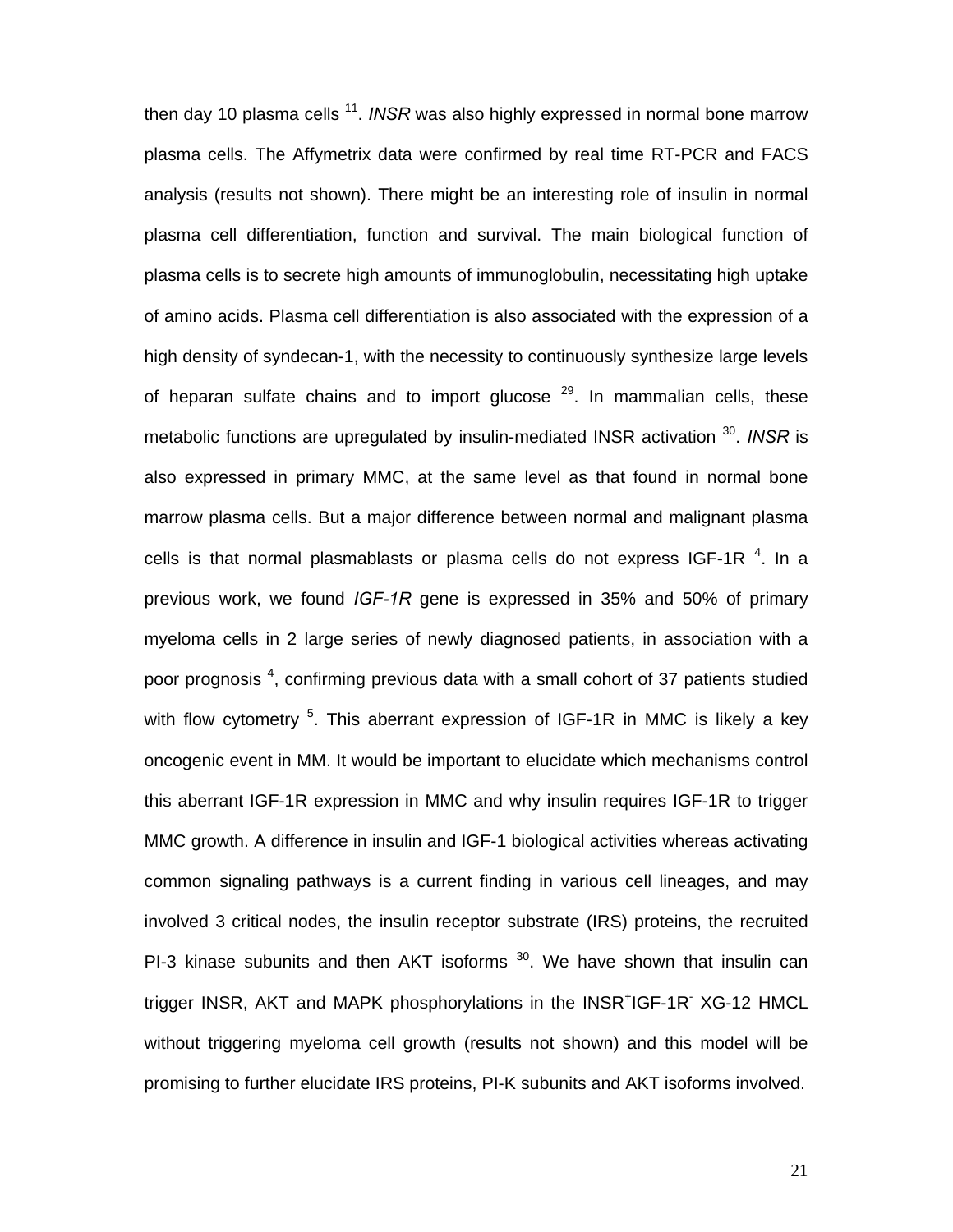then day 10 plasma cells [11]. *INSR* was also highly expressed in normal bone marrow plasma cells. The Affymetrix data were confirmed by real time RT-PCR and FACS analysis (results not shown). There might be an interesting role of insulin in normal plasma cell differentiation, function and survival. The main biological function of plasma cells is to secrete high amounts of immunoglobulin, necessitating high uptake of amino acids. Plasma cell differentiation is also associated with the expression of a high density of syndecan-1, with the necessity to continuously synthesize large levels of heparan sulfate chains and to import glucose [29]. In mammalian cells, these metabolic functions are upregulated by insulin-mediated INSR activation [30]. *INSR* is also expressed in primary MMC, at the same level as that found in normal bone marrow plasma cells. But a major difference between normal and malignant plasma cells is that normal plasmablasts or plasma cells do not express IGF-1R [4]. In a previous work, we found *IGF-1R* gene is expressed in 35% and 50% of primary myeloma cells in 2 large series of newly diagnosed patients, in association with a poor prognosis [4], confirming previous data with a small cohort of 37 patients studied with flow cytometry [5]. This aberrant expression of IGF-1R in MMC is likely a key oncogenic event in MM. It would be important to elucidate which mechanisms control this aberrant IGF-1R expression in MMC and why insulin requires IGF-1R to trigger MMC growth. A difference in insulin and IGF-1 biological activities whereas activating common signaling pathways is a current finding in various cell lineages, and may involved 3 critical nodes, the insulin receptor substrate (IRS) proteins, the recruited PI-3 kinase subunits and then AKT isoforms [30]. We have shown that insulin can trigger INSR, AKT and MAPK phosphorylations in the $INSR^{+}IGF\text{-}1R^{-}$ XG-12 HMCL without triggering myeloma cell growth (results not shown) and this model will be promising to further elucidate IRS proteins, PI-K subunits and AKT isoforms involved.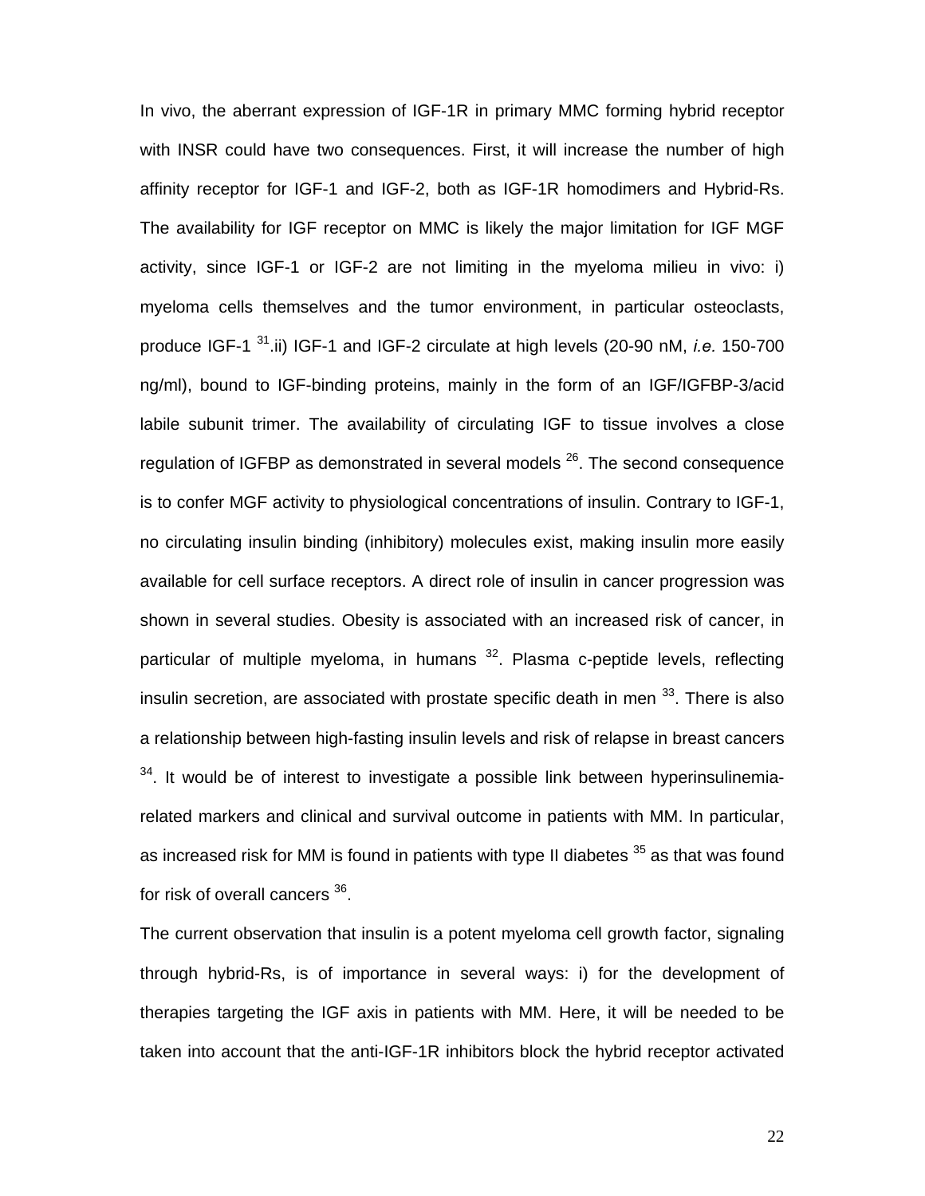In vivo, the aberrant expression of IGF-1R in primary MMC forming hybrid receptor with INSR could have two consequences. First, it will increase the number of high affinity receptor for IGF-1 and IGF-2, both as IGF-1R homodimers and Hybrid-Rs. The availability for IGF receptor on MMC is likely the major limitation for IGF MGF activity, since IGF-1 or IGF-2 are not limiting in the myeloma milieu in vivo: i) myeloma cells themselves and the tumor environment, in particular osteoclasts, produce IGF-1 [31].ii) IGF-1 and IGF-2 circulate at high levels (20-90 nM, *i.e.* 150-700 ng/ml), bound to IGF-binding proteins, mainly in the form of an IGF/IGFBP-3/acid labile subunit trimer. The availability of circulating IGF to tissue involves a close regulation of IGFBP as demonstrated in several models [26]. The second consequence is to confer MGF activity to physiological concentrations of insulin. Contrary to IGF-1, no circulating insulin binding (inhibitory) molecules exist, making insulin more easily available for cell surface receptors. A direct role of insulin in cancer progression was shown in several studies. Obesity is associated with an increased risk of cancer, in particular of multiple myeloma, in humans [32]. Plasma c-peptide levels, reflecting insulin secretion, are associated with prostate specific death in men [33]. There is also a relationship between high-fasting insulin levels and risk of relapse in breast cancers [34]. It would be of interest to investigate a possible link between hyperinsulinemia-related markers and clinical and survival outcome in patients with MM. In particular, as increased risk for MM is found in patients with type II diabetes [35] as that was found for risk of overall cancers [36].

The current observation that insulin is a potent myeloma cell growth factor, signaling through hybrid-Rs, is of importance in several ways: i) for the development of therapies targeting the IGF axis in patients with MM. Here, it will be needed to be taken into account that the anti-IGF-1R inhibitors block the hybrid receptor activated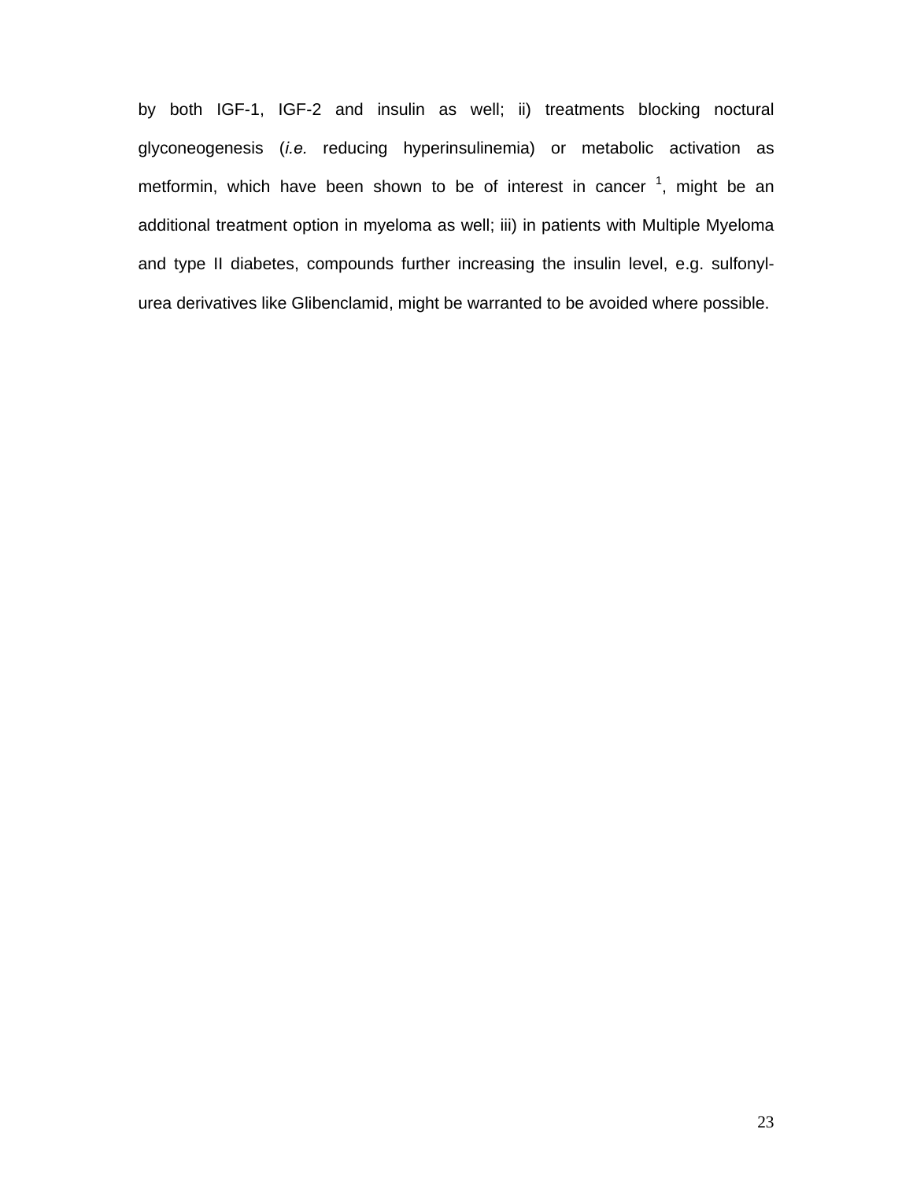by both IGF-1, IGF-2 and insulin as well; ii) treatments blocking noctural glyconeogenesis (*i.e.* reducing hyperinsulinemia) or metabolic activation as metformin, which have been shown to be of interest in cancer [1], might be an additional treatment option in myeloma as well; iii) in patients with Multiple Myeloma and type II diabetes, compounds further increasing the insulin level, e.g. sulfonyl-urea derivatives like Glibenclamid, might be warranted to be avoided where possible.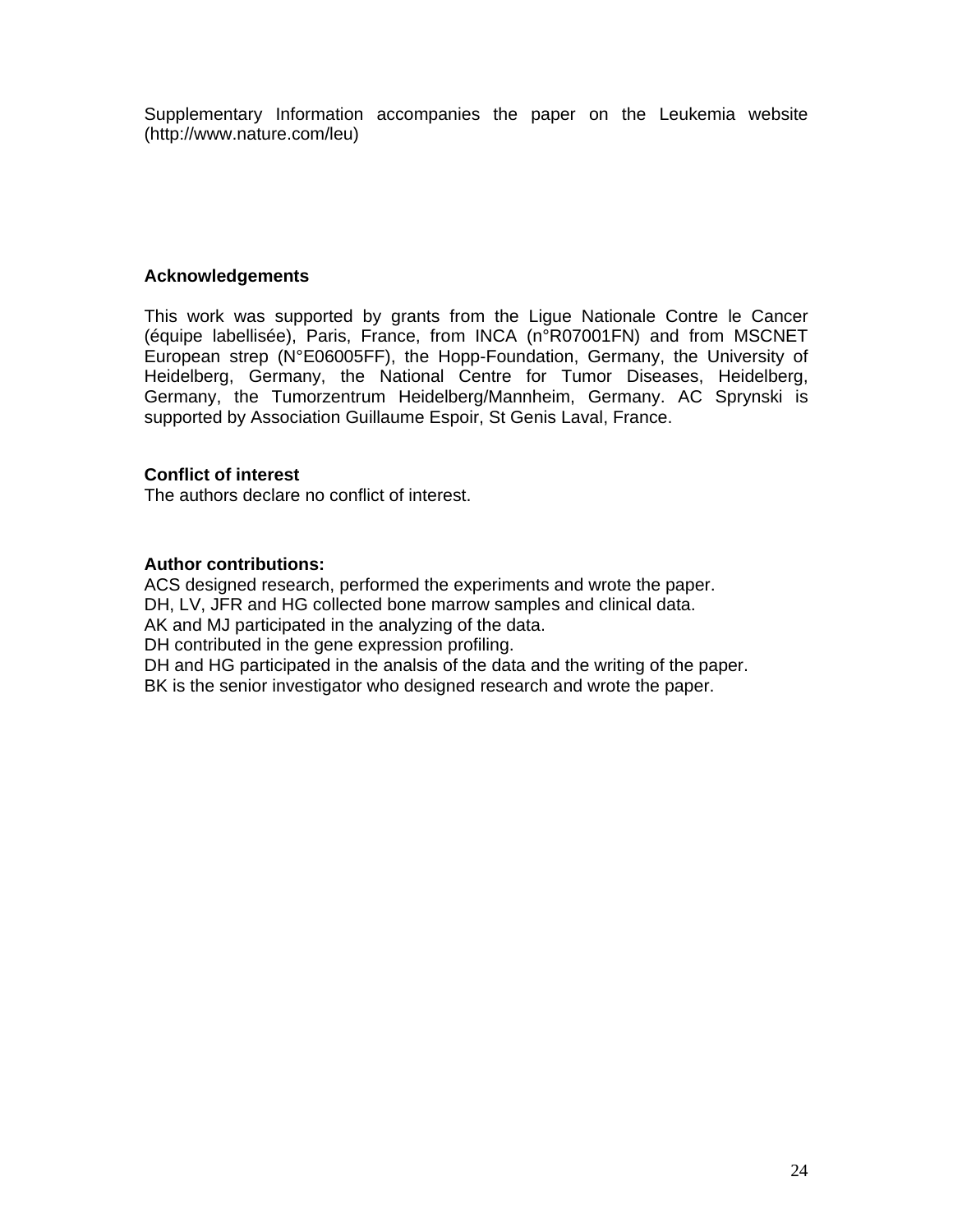Supplementary Information accompanies the paper on the Leukemia website (http://www.nature.com/leu)

## Acknowledgements

This work was supported by grants from the Ligue Nationale Contre le Cancer (équipe labellisée), Paris, France, from INCA (n°R07001FN) and from MSCNET European strep (N°E06005FF), the Hopp-Foundation, Germany, the University of Heidelberg, Germany, the National Centre for Tumor Diseases, Heidelberg, Germany, the Tumorzentrum Heidelberg/Mannheim, Germany. AC Sprynski is supported by Association Guillaume Espoir, St Genis Laval, France.

## Conflict of interest

The authors declare no conflict of interest.

## Author contributions:

ACS designed research, performed the experiments and wrote the paper.
DH, LV, JFR and HG collected bone marrow samples and clinical data.
AK and MJ participated in the analyzing of the data.
DH contributed in the gene expression profiling.
DH and HG participated in the analsis of the data and the writing of the paper.
BK is the senior investigator who designed research and wrote the paper.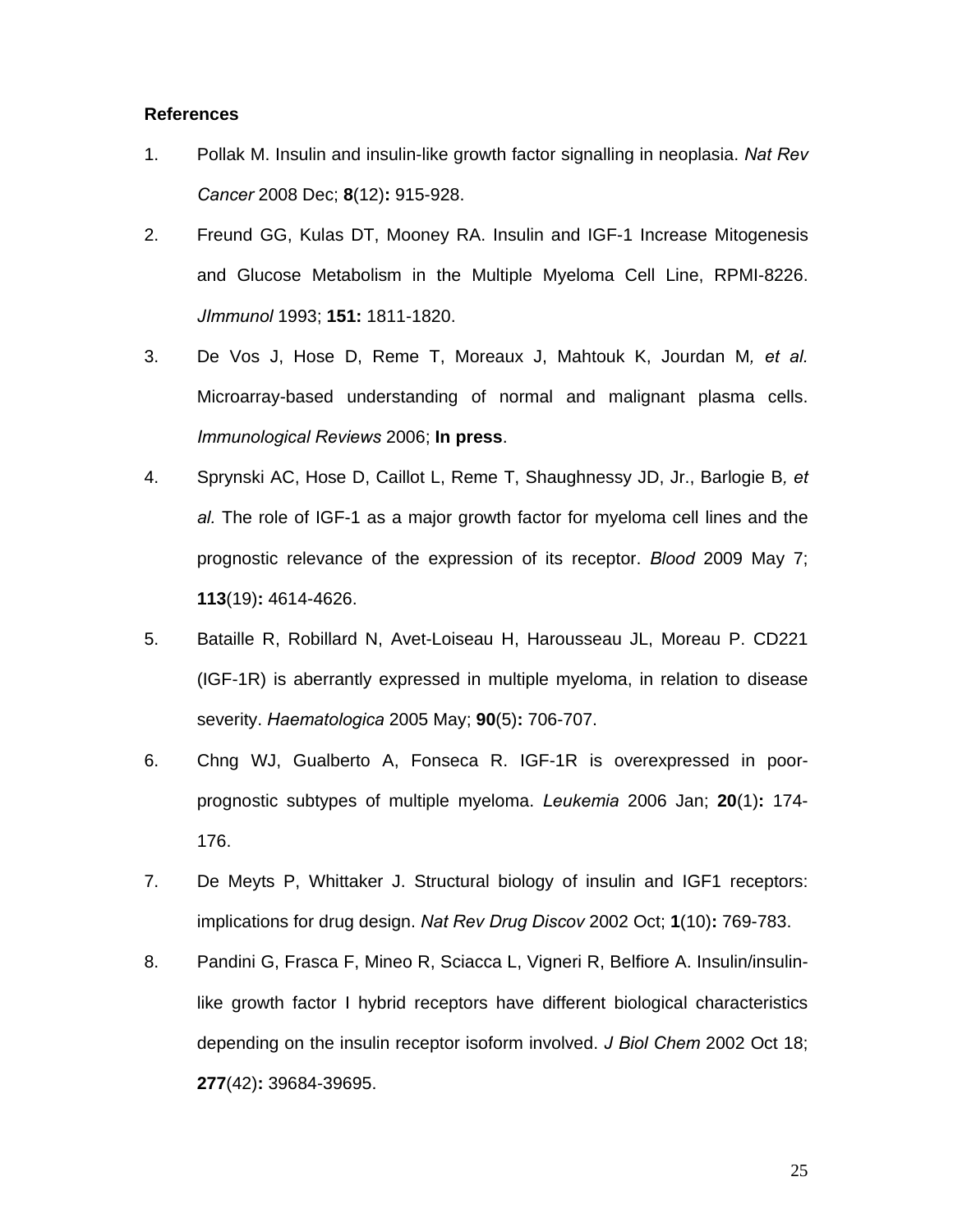**References**

1. Pollak M. Insulin and insulin-like growth factor signalling in neoplasia. *Nat Rev Cancer* 2008 Dec; **8**(12)**:** 915-928.
2. Freund GG, Kulas DT, Mooney RA. Insulin and IGF-1 Increase Mitogenesis and Glucose Metabolism in the Multiple Myeloma Cell Line, RPMI-8226. *JImmunol* 1993; **151:** 1811-1820.
3. De Vos J, Hose D, Reme T, Moreaux J, Mahtouk K, Jourdan M*, et al.* Microarray-based understanding of normal and malignant plasma cells. *Immunological Reviews* 2006; **In press**.
4. Sprynski AC, Hose D, Caillot L, Reme T, Shaughnessy JD, Jr., Barlogie B*, et al.* The role of IGF-1 as a major growth factor for myeloma cell lines and the prognostic relevance of the expression of its receptor. *Blood* 2009 May 7; **113**(19)**:** 4614-4626.
5. Bataille R, Robillard N, Avet-Loiseau H, Harousseau JL, Moreau P. CD221 (IGF-1R) is aberrantly expressed in multiple myeloma, in relation to disease severity. *Haematologica* 2005 May; **90**(5)**:** 706-707.
6. Chng WJ, Gualberto A, Fonseca R. IGF-1R is overexpressed in poor-prognostic subtypes of multiple myeloma. *Leukemia* 2006 Jan; **20**(1)**:** 174-176.
7. De Meyts P, Whittaker J. Structural biology of insulin and IGF1 receptors: implications for drug design. *Nat Rev Drug Discov* 2002 Oct; **1**(10)**:** 769-783.
8. Pandini G, Frasca F, Mineo R, Sciacca L, Vigneri R, Belfiore A. Insulin/insulin-like growth factor I hybrid receptors have different biological characteristics depending on the insulin receptor isoform involved. *J Biol Chem* 2002 Oct 18; **277**(42)**:** 39684-39695.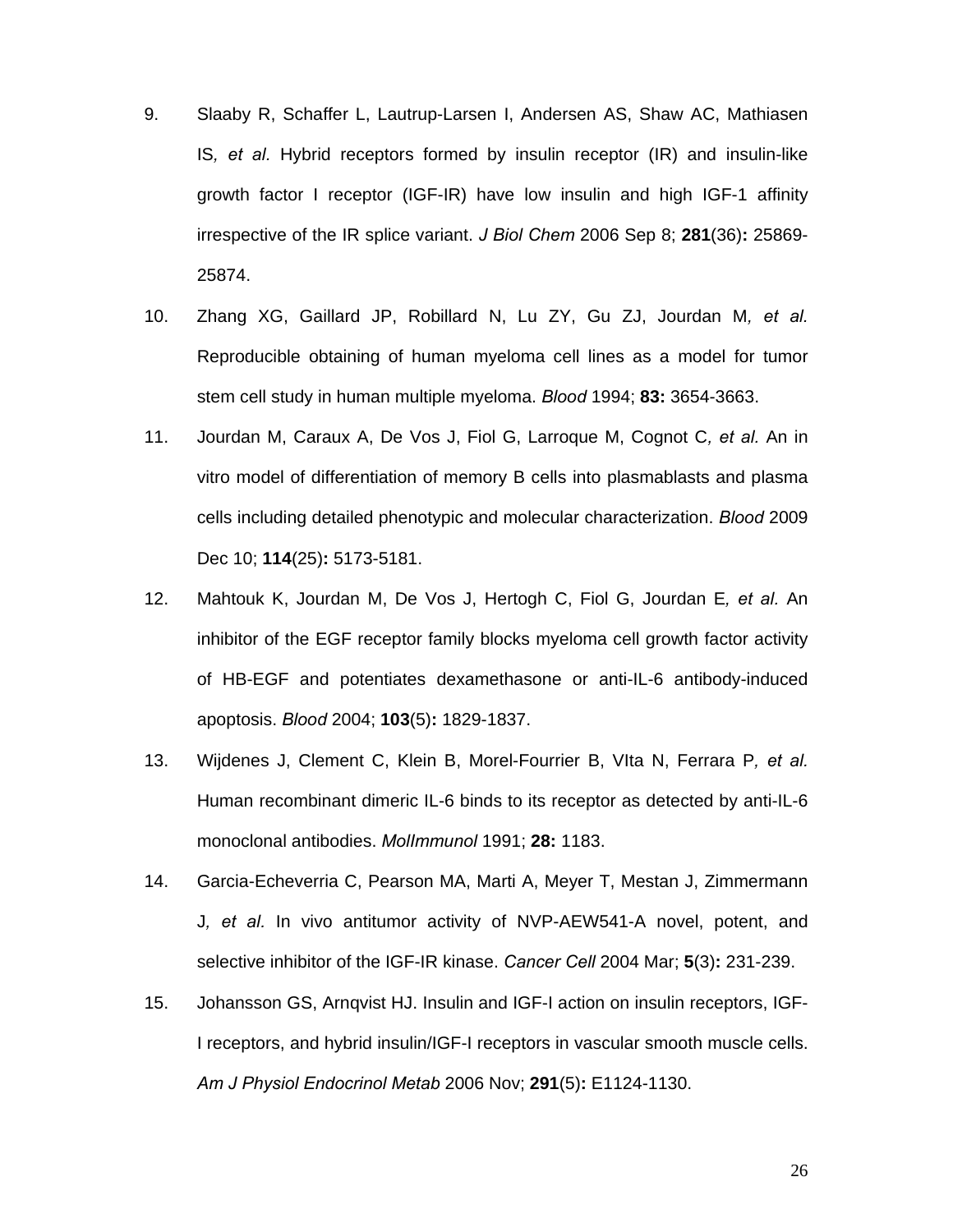9. Slaaby R, Schaffer L, Lautrup-Larsen I, Andersen AS, Shaw AC, Mathiasen IS*, et al.* Hybrid receptors formed by insulin receptor (IR) and insulin-like growth factor I receptor (IGF-IR) have low insulin and high IGF-1 affinity irrespective of the IR splice variant. *J Biol Chem* 2006 Sep 8; **281**(36)**:** 25869-25874.

10. Zhang XG, Gaillard JP, Robillard N, Lu ZY, Gu ZJ, Jourdan M*, et al.* Reproducible obtaining of human myeloma cell lines as a model for tumor stem cell study in human multiple myeloma. *Blood* 1994; **83:** 3654-3663.

11. Jourdan M, Caraux A, De Vos J, Fiol G, Larroque M, Cognot C*, et al.* An in vitro model of differentiation of memory B cells into plasmablasts and plasma cells including detailed phenotypic and molecular characterization. *Blood* 2009 Dec 10; **114**(25)**:** 5173-5181.

12. Mahtouk K, Jourdan M, De Vos J, Hertogh C, Fiol G, Jourdan E*, et al.* An inhibitor of the EGF receptor family blocks myeloma cell growth factor activity of HB-EGF and potentiates dexamethasone or anti-IL-6 antibody-induced apoptosis. *Blood* 2004; **103**(5)**:** 1829-1837.

13. Wijdenes J, Clement C, Klein B, Morel-Fourrier B, VIta N, Ferrara P*, et al.* Human recombinant dimeric IL-6 binds to its receptor as detected by anti-IL-6 monoclonal antibodies. *MolImmunol* 1991; **28:** 1183.

14. Garcia-Echeverria C, Pearson MA, Marti A, Meyer T, Mestan J, Zimmermann J*, et al.* In vivo antitumor activity of NVP-AEW541-A novel, potent, and selective inhibitor of the IGF-IR kinase. *Cancer Cell* 2004 Mar; **5**(3)**:** 231-239.

15. Johansson GS, Arnqvist HJ. Insulin and IGF-I action on insulin receptors, IGF-I receptors, and hybrid insulin/IGF-I receptors in vascular smooth muscle cells. *Am J Physiol Endocrinol Metab* 2006 Nov; **291**(5)**:** E1124-1130.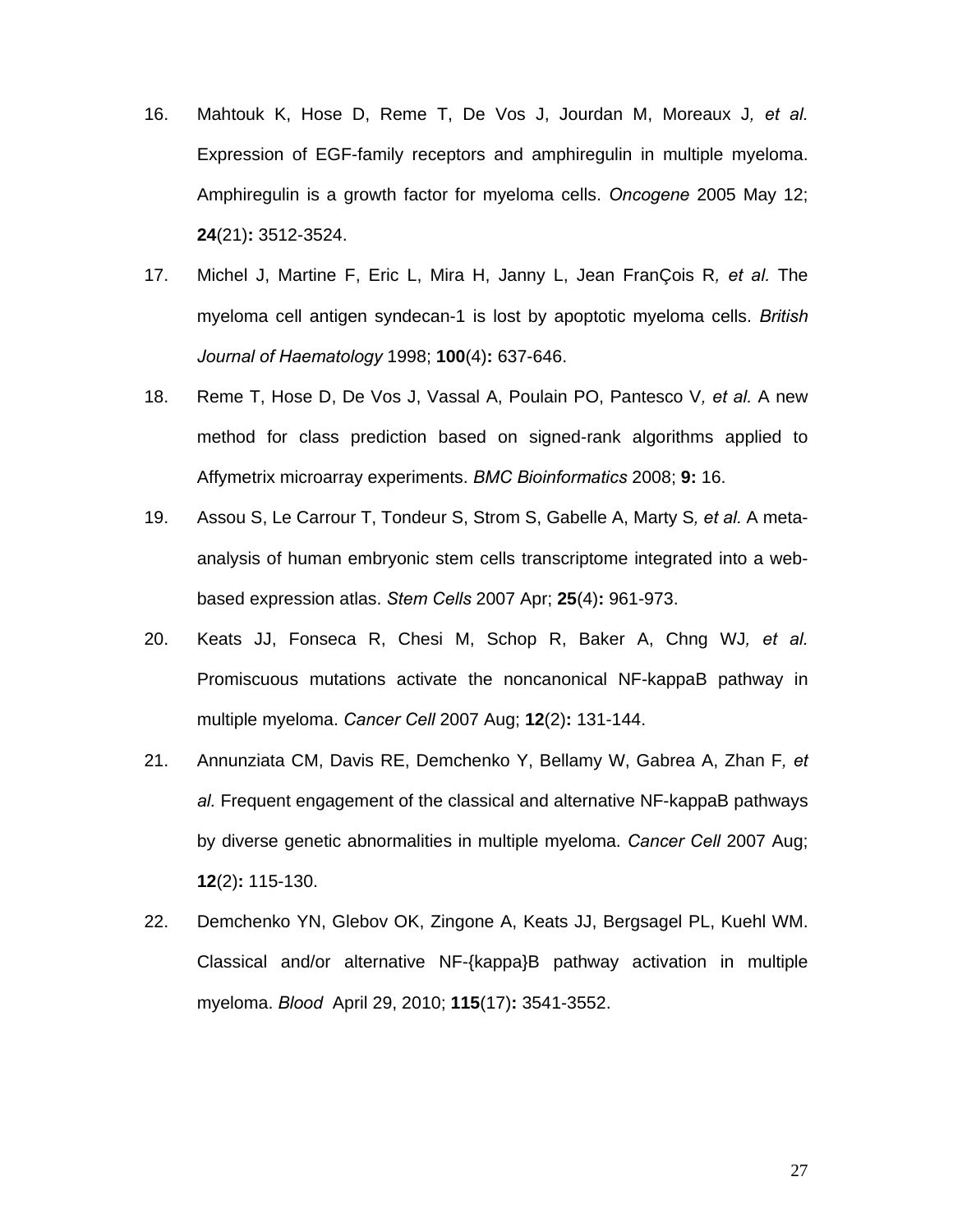16. Mahtouk K, Hose D, Reme T, De Vos J, Jourdan M, Moreaux J*, et al.* Expression of EGF-family receptors and amphiregulin in multiple myeloma. Amphiregulin is a growth factor for myeloma cells. *Oncogene* 2005 May 12; **24**(21)**:** 3512-3524.

17. Michel J, Martine F, Eric L, Mira H, Janny L, Jean FranÇois R*, et al.* The myeloma cell antigen syndecan-1 is lost by apoptotic myeloma cells. *British Journal of Haematology* 1998; **100**(4)**:** 637-646.

18. Reme T, Hose D, De Vos J, Vassal A, Poulain PO, Pantesco V*, et al.* A new method for class prediction based on signed-rank algorithms applied to Affymetrix microarray experiments. *BMC Bioinformatics* 2008; **9:** 16.

19. Assou S, Le Carrour T, Tondeur S, Strom S, Gabelle A, Marty S*, et al.* A meta-analysis of human embryonic stem cells transcriptome integrated into a web-based expression atlas. *Stem Cells* 2007 Apr; **25**(4)**:** 961-973.

20. Keats JJ, Fonseca R, Chesi M, Schop R, Baker A, Chng WJ*, et al.* Promiscuous mutations activate the noncanonical NF-kappaB pathway in multiple myeloma. *Cancer Cell* 2007 Aug; **12**(2)**:** 131-144.

21. Annunziata CM, Davis RE, Demchenko Y, Bellamy W, Gabrea A, Zhan F*, et al.* Frequent engagement of the classical and alternative NF-kappaB pathways by diverse genetic abnormalities in multiple myeloma. *Cancer Cell* 2007 Aug; **12**(2)**:** 115-130.

22. Demchenko YN, Glebov OK, Zingone A, Keats JJ, Bergsagel PL, Kuehl WM. Classical and/or alternative NF-{kappa}B pathway activation in multiple myeloma. *Blood* April 29, 2010; **115**(17)**:** 3541-3552.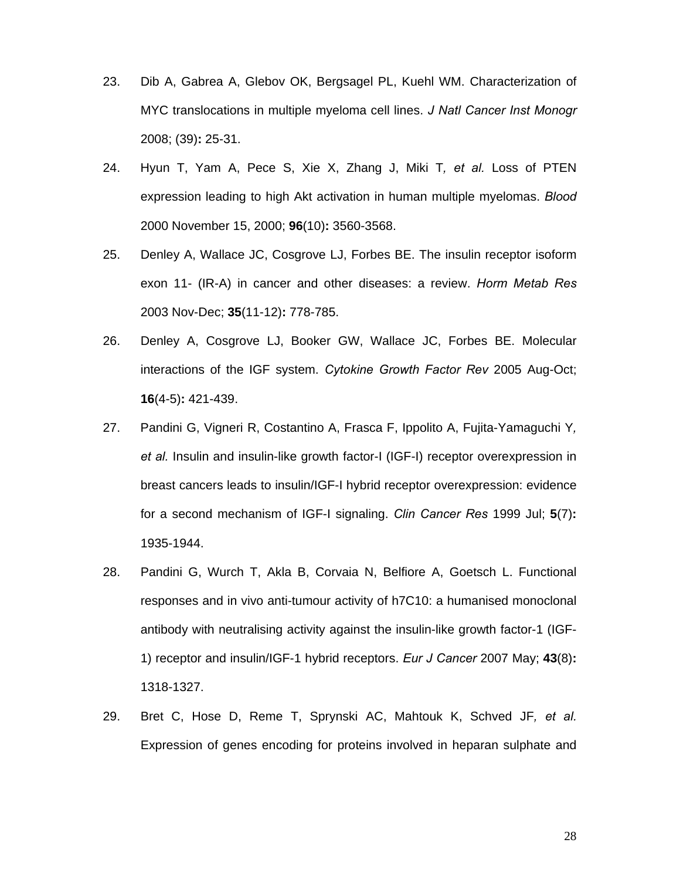23. Dib A, Gabrea A, Glebov OK, Bergsagel PL, Kuehl WM. Characterization of MYC translocations in multiple myeloma cell lines. *J Natl Cancer Inst Monogr* 2008; (39)**:** 25-31.

24. Hyun T, Yam A, Pece S, Xie X, Zhang J, Miki T*, et al.* Loss of PTEN expression leading to high Akt activation in human multiple myelomas. *Blood* 2000 November 15, 2000; **96**(10)**:** 3560-3568.

25. Denley A, Wallace JC, Cosgrove LJ, Forbes BE. The insulin receptor isoform exon 11- (IR-A) in cancer and other diseases: a review. *Horm Metab Res* 2003 Nov-Dec; **35**(11-12)**:** 778-785.

26. Denley A, Cosgrove LJ, Booker GW, Wallace JC, Forbes BE. Molecular interactions of the IGF system. *Cytokine Growth Factor Rev* 2005 Aug-Oct; **16**(4-5)**:** 421-439.

27. Pandini G, Vigneri R, Costantino A, Frasca F, Ippolito A, Fujita-Yamaguchi Y*, et al.* Insulin and insulin-like growth factor-I (IGF-I) receptor overexpression in breast cancers leads to insulin/IGF-I hybrid receptor overexpression: evidence for a second mechanism of IGF-I signaling. *Clin Cancer Res* 1999 Jul; **5**(7)**:** 1935-1944.

28. Pandini G, Wurch T, Akla B, Corvaia N, Belfiore A, Goetsch L. Functional responses and in vivo anti-tumour activity of h7C10: a humanised monoclonal antibody with neutralising activity against the insulin-like growth factor-1 (IGF-1) receptor and insulin/IGF-1 hybrid receptors. *Eur J Cancer* 2007 May; **43**(8)**:** 1318-1327.

29. Bret C, Hose D, Reme T, Sprynski AC, Mahtouk K, Schved JF*, et al.* Expression of genes encoding for proteins involved in heparan sulphate and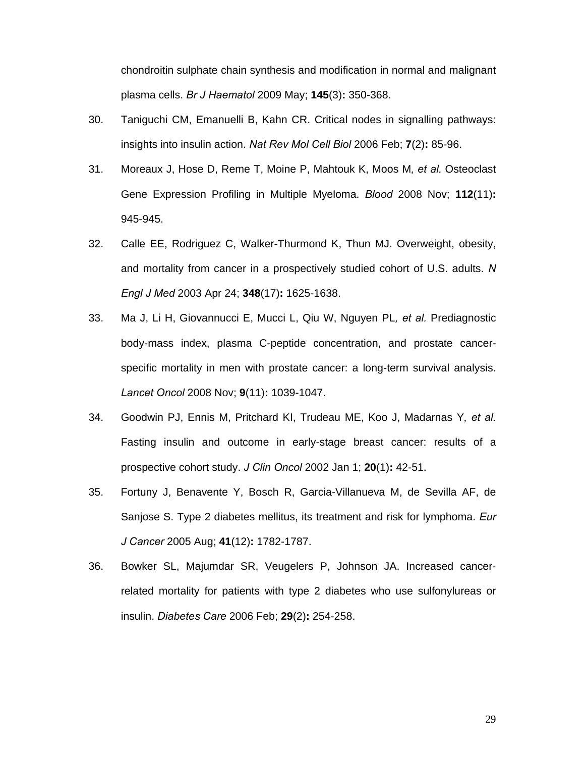chondroitin sulphate chain synthesis and modification in normal and malignant plasma cells. *Br J Haematol* 2009 May; **145**(3)**:** 350-368.

30. Taniguchi CM, Emanuelli B, Kahn CR. Critical nodes in signalling pathways: insights into insulin action. *Nat Rev Mol Cell Biol* 2006 Feb; **7**(2)**:** 85-96.

31. Moreaux J, Hose D, Reme T, Moine P, Mahtouk K, Moos M*, et al.* Osteoclast Gene Expression Profiling in Multiple Myeloma. *Blood* 2008 Nov; **112**(11)**:** 945-945.

32. Calle EE, Rodriguez C, Walker-Thurmond K, Thun MJ. Overweight, obesity, and mortality from cancer in a prospectively studied cohort of U.S. adults. *N Engl J Med* 2003 Apr 24; **348**(17)**:** 1625-1638.

33. Ma J, Li H, Giovannucci E, Mucci L, Qiu W, Nguyen PL*, et al.* Prediagnostic body-mass index, plasma C-peptide concentration, and prostate cancer-specific mortality in men with prostate cancer: a long-term survival analysis. *Lancet Oncol* 2008 Nov; **9**(11)**:** 1039-1047.

34. Goodwin PJ, Ennis M, Pritchard KI, Trudeau ME, Koo J, Madarnas Y*, et al.* Fasting insulin and outcome in early-stage breast cancer: results of a prospective cohort study. *J Clin Oncol* 2002 Jan 1; **20**(1)**:** 42-51.

35. Fortuny J, Benavente Y, Bosch R, Garcia-Villanueva M, de Sevilla AF, de Sanjose S. Type 2 diabetes mellitus, its treatment and risk for lymphoma. *Eur J Cancer* 2005 Aug; **41**(12)**:** 1782-1787.

36. Bowker SL, Majumdar SR, Veugelers P, Johnson JA. Increased cancer-related mortality for patients with type 2 diabetes who use sulfonylureas or insulin. *Diabetes Care* 2006 Feb; **29**(2)**:** 254-258.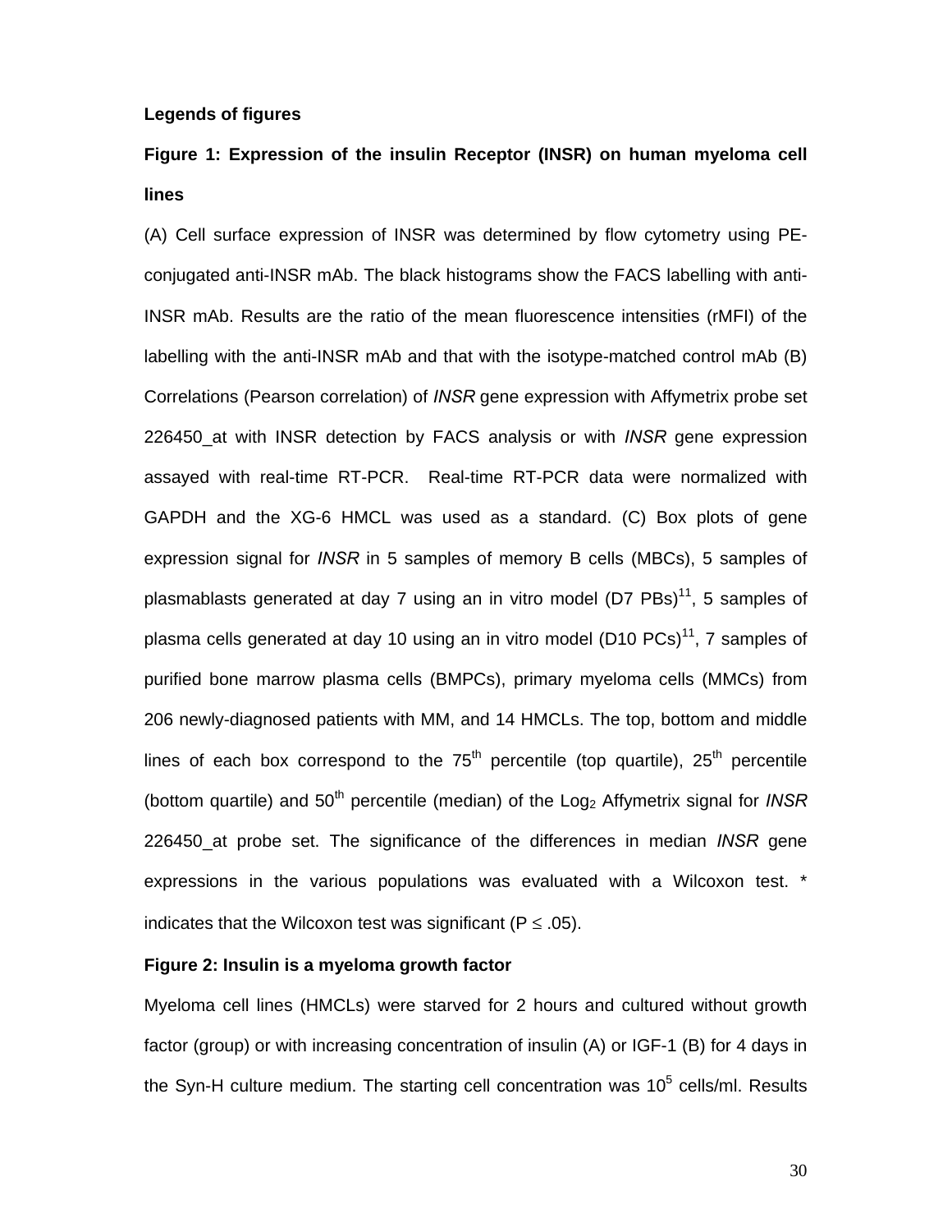**Legends of figures**

**Figure 1: Expression of the insulin Receptor (INSR) on human myeloma cell lines**

(A) Cell surface expression of INSR was determined by flow cytometry using PE-conjugated anti-INSR mAb. The black histograms show the FACS labelling with anti-INSR mAb. Results are the ratio of the mean fluorescence intensities (rMFI) of the labelling with the anti-INSR mAb and that with the isotype-matched control mAb (B) Correlations (Pearson correlation) of *INSR* gene expression with Affymetrix probe set 226450_at with INSR detection by FACS analysis or with *INSR* gene expression assayed with real-time RT-PCR. Real-time RT-PCR data were normalized with GAPDH and the XG-6 HMCL was used as a standard. (C) Box plots of gene expression signal for *INSR* in 5 samples of memory B cells (MBCs), 5 samples of plasmablasts generated at day 7 using an in vitro model (D7 PBs)[11], 5 samples of plasma cells generated at day 10 using an in vitro model (D10 PCs)[11], 7 samples of purified bone marrow plasma cells (BMPCs), primary myeloma cells (MMCs) from 206 newly-diagnosed patients with MM, and 14 HMCLs. The top, bottom and middle lines of each box correspond to the 75th percentile (top quartile), 25th percentile (bottom quartile) and 50th percentile (median) of the $Log_2$ Affymetrix signal for *INSR* 226450_at probe set. The significance of the differences in median *INSR* gene expressions in the various populations was evaluated with a Wilcoxon test. * indicates that the Wilcoxon test was significant ($P \leq .05$).

**Figure 2: Insulin is a myeloma growth factor**

Myeloma cell lines (HMCLs) were starved for 2 hours and cultured without growth factor (group) or with increasing concentration of insulin (A) or IGF-1 (B) for 4 days in the Syn-H culture medium. The starting cell concentration was $10^5$ cells/ml. Results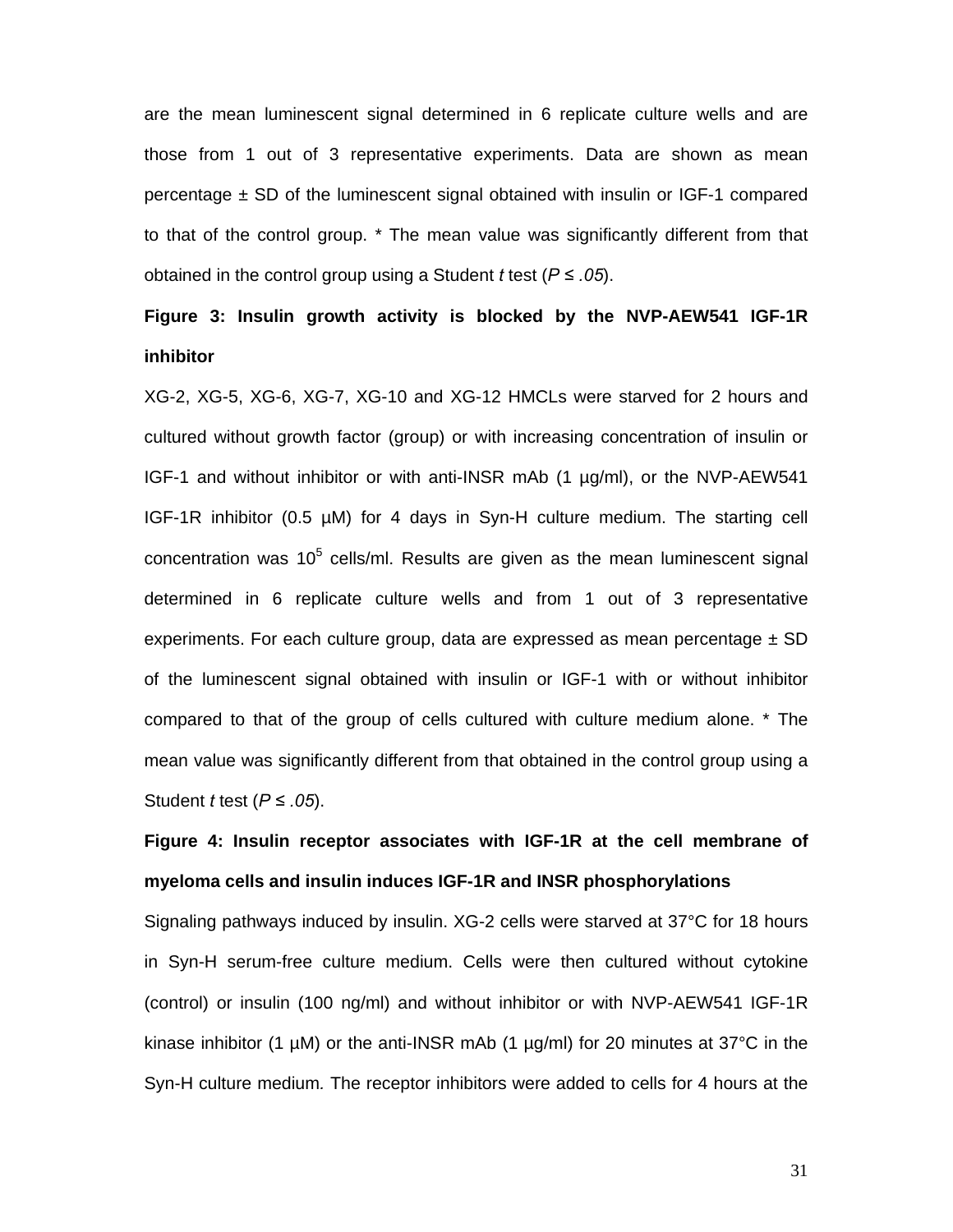are the mean luminescent signal determined in 6 replicate culture wells and are those from 1 out of 3 representative experiments. Data are shown as mean percentage ± SD of the luminescent signal obtained with insulin or IGF-1 compared to that of the control group. * The mean value was significantly different from that obtained in the control group using a Student *t* test (*P ≤ .05*).

**Figure 3: Insulin growth activity is blocked by the NVP-AEW541 IGF-1R inhibitor**

XG-2, XG-5, XG-6, XG-7, XG-10 and XG-12 HMCLs were starved for 2 hours and cultured without growth factor (group) or with increasing concentration of insulin or IGF-1 and without inhibitor or with anti-INSR mAb (1 µg/ml), or the NVP-AEW541 IGF-1R inhibitor (0.5 µM) for 4 days in Syn-H culture medium. The starting cell concentration was $10^5$ cells/ml. Results are given as the mean luminescent signal determined in 6 replicate culture wells and from 1 out of 3 representative experiments. For each culture group, data are expressed as mean percentage ± SD of the luminescent signal obtained with insulin or IGF-1 with or without inhibitor compared to that of the group of cells cultured with culture medium alone. * The mean value was significantly different from that obtained in the control group using a Student *t* test (*P ≤ .05*).

**Figure 4: Insulin receptor associates with IGF-1R at the cell membrane of myeloma cells and insulin induces IGF-1R and INSR phosphorylations**

Signaling pathways induced by insulin. XG-2 cells were starved at 37°C for 18 hours in Syn-H serum-free culture medium. Cells were then cultured without cytokine (control) or insulin (100 ng/ml) and without inhibitor or with NVP-AEW541 IGF-1R kinase inhibitor (1 µM) or the anti-INSR mAb (1 µg/ml) for 20 minutes at 37°C in the Syn-H culture medium. The receptor inhibitors were added to cells for 4 hours at the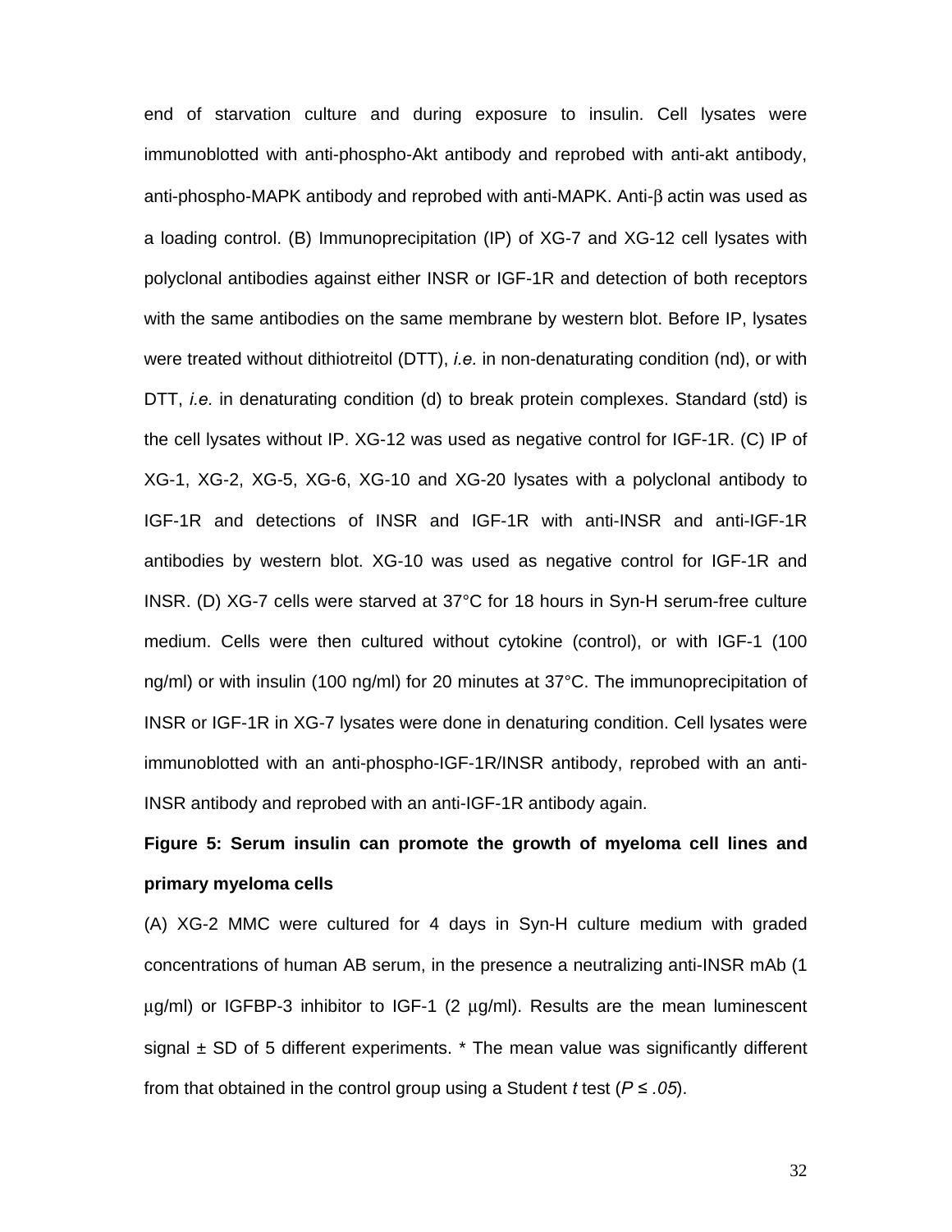end of starvation culture and during exposure to insulin. Cell lysates were immunoblotted with anti-phospho-Akt antibody and reprobed with anti-akt antibody, anti-phospho-MAPK antibody and reprobed with anti-MAPK. Anti-β actin was used as a loading control. (B) Immunoprecipitation (IP) of XG-7 and XG-12 cell lysates with polyclonal antibodies against either INSR or IGF-1R and detection of both receptors with the same antibodies on the same membrane by western blot. Before IP, lysates were treated without dithiotreitol (DTT), *i.e.* in non-denaturating condition (nd), or with DTT, *i.e.* in denaturating condition (d) to break protein complexes. Standard (std) is the cell lysates without IP. XG-12 was used as negative control for IGF-1R. (C) IP of XG-1, XG-2, XG-5, XG-6, XG-10 and XG-20 lysates with a polyclonal antibody to IGF-1R and detections of INSR and IGF-1R with anti-INSR and anti-IGF-1R antibodies by western blot. XG-10 was used as negative control for IGF-1R and INSR. (D) XG-7 cells were starved at 37°C for 18 hours in Syn-H serum-free culture medium. Cells were then cultured without cytokine (control), or with IGF-1 (100 ng/ml) or with insulin (100 ng/ml) for 20 minutes at 37°C. The immunoprecipitation of INSR or IGF-1R in XG-7 lysates were done in denaturing condition. Cell lysates were immunoblotted with an anti-phospho-IGF-1R/INSR antibody, reprobed with an anti-INSR antibody and reprobed with an anti-IGF-1R antibody again.

**Figure 5: Serum insulin can promote the growth of myeloma cell lines and primary myeloma cells**

(A) XG-2 MMC were cultured for 4 days in Syn-H culture medium with graded concentrations of human AB serum, in the presence a neutralizing anti-INSR mAb (1 μg/ml) or IGFBP-3 inhibitor to IGF-1 (2 μg/ml). Results are the mean luminescent signal ± SD of 5 different experiments. * The mean value was significantly different from that obtained in the control group using a Student *t* test ($P \leq .05$).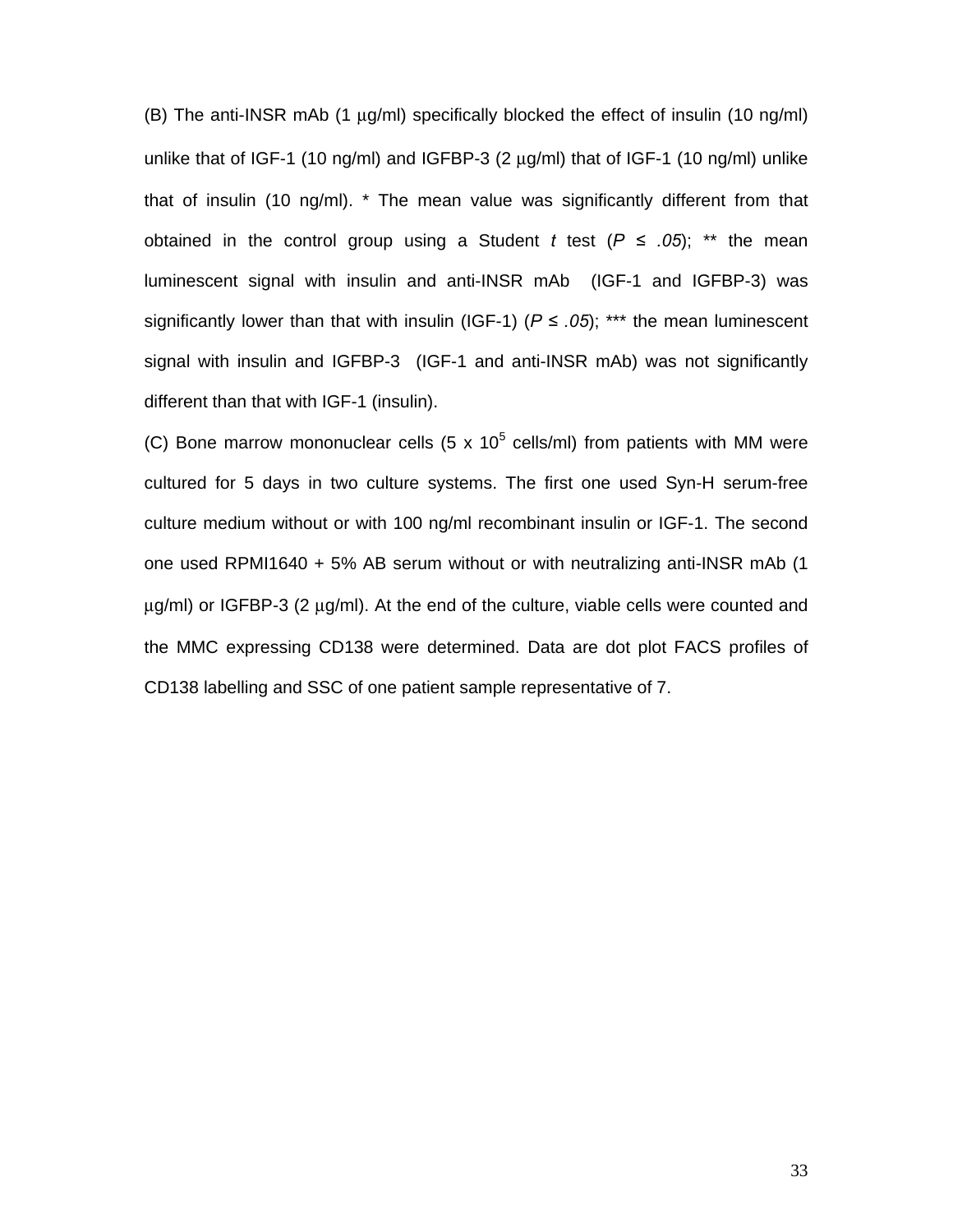(B) The anti-INSR mAb (1 μg/ml) specifically blocked the effect of insulin (10 ng/ml) unlike that of IGF-1 (10 ng/ml) and IGFBP-3 (2 μg/ml) that of IGF-1 (10 ng/ml) unlike that of insulin (10 ng/ml). * The mean value was significantly different from that obtained in the control group using a Student *t* test ($P \leq .05$); ** the mean luminescent signal with insulin and anti-INSR mAb (IGF-1 and IGFBP-3) was significantly lower than that with insulin (IGF-1) ($P \leq .05$); *** the mean luminescent signal with insulin and IGFBP-3 (IGF-1 and anti-INSR mAb) was not significantly different than that with IGF-1 (insulin).

(C) Bone marrow mononuclear cells ($5 \times 10^5$ cells/ml) from patients with MM were cultured for 5 days in two culture systems. The first one used Syn-H serum-free culture medium without or with 100 ng/ml recombinant insulin or IGF-1. The second one used RPMI1640 + 5% AB serum without or with neutralizing anti-INSR mAb (1 μg/ml) or IGFBP-3 (2 μg/ml). At the end of the culture, viable cells were counted and the MMC expressing CD138 were determined. Data are dot plot FACS profiles of CD138 labelling and SSC of one patient sample representative of 7.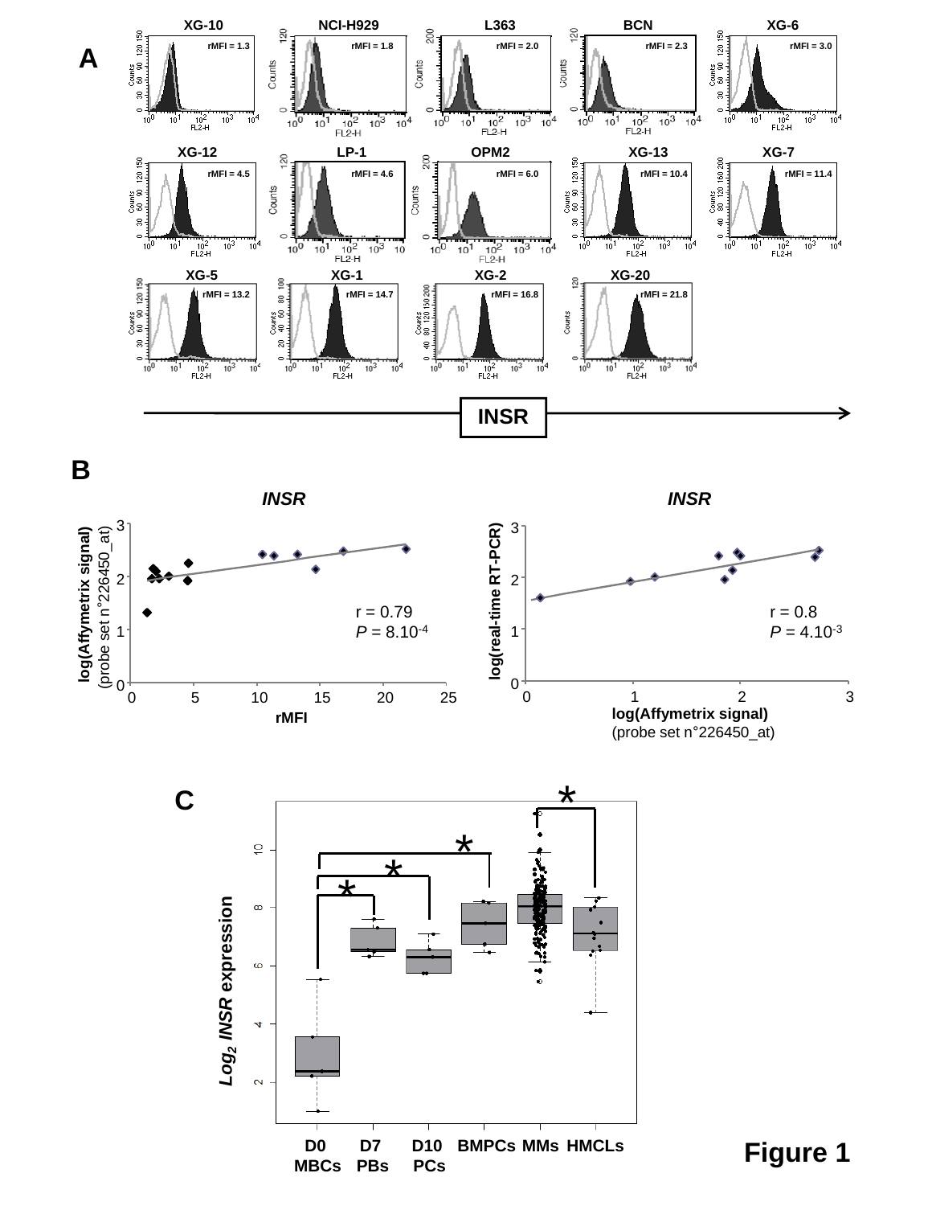**A**

XG-10 rMFI = 1.3 | NCI-H929 rMFI = 1.8 | L363 rMFI = 2.0 | BCN rMFI = 2.3 | XG-6 rMFI = 3.0

XG-12 rMFI = 4.5 | LP-1 rMFI = 4.6 | OPM2 rMFI = 6.0 | XG-13 rMFI = 10.4 | XG-7 rMFI = 11.4

XG-5 rMFI = 13.2 | XG-1 rMFI = 14.7 | XG-2 rMFI = 16.8 | XG-20 rMFI = 21.8

INSR

**B**

*INSR*: log(Affymetrix signal) (probe set n°226450_at) vs rMFI; r = 0.79, $P = 8.10^{-4}$

*INSR*: log(real-time RT-PCR) vs log(Affymetrix signal) (probe set n°226450_at); r = 0.8, $P = 4.10^{-3}$

**C**

$Log_2$ *INSR* expression

D0 MBCs | D7 PBs | D10 PCs | BMPCs | MMs | HMCLs

**Figure 1**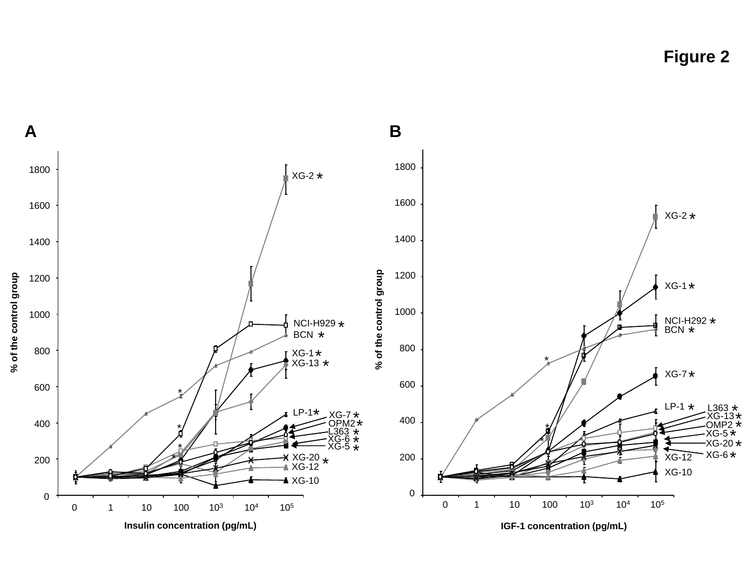**Figure 2**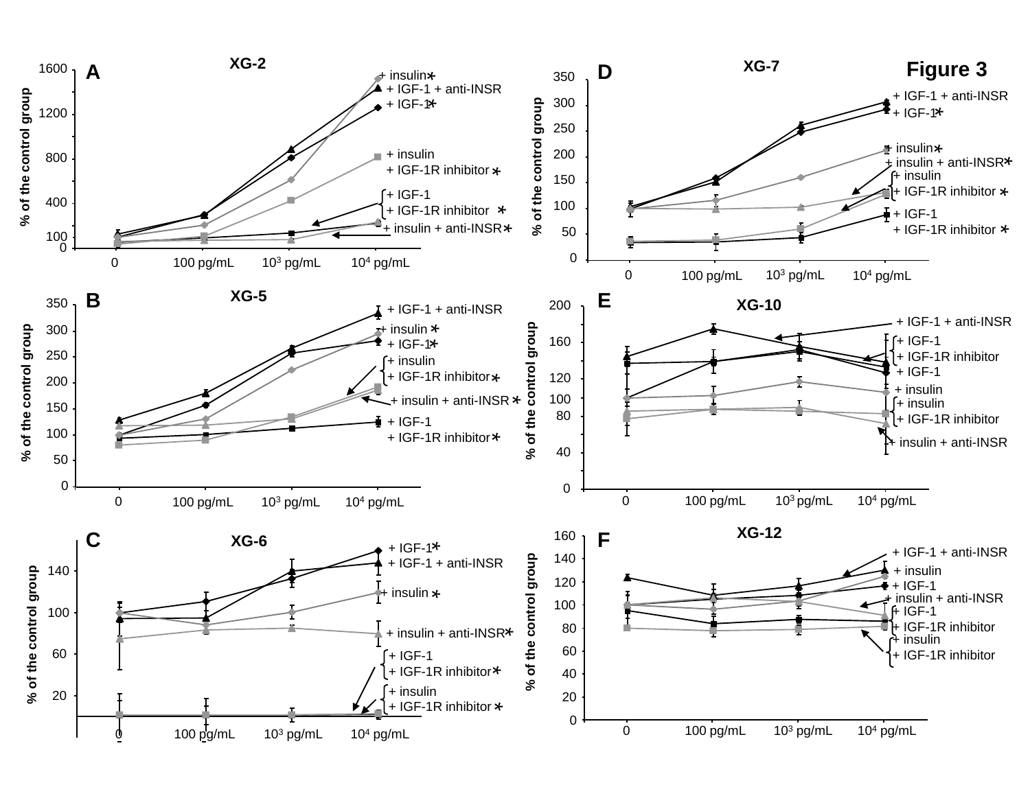Figure 3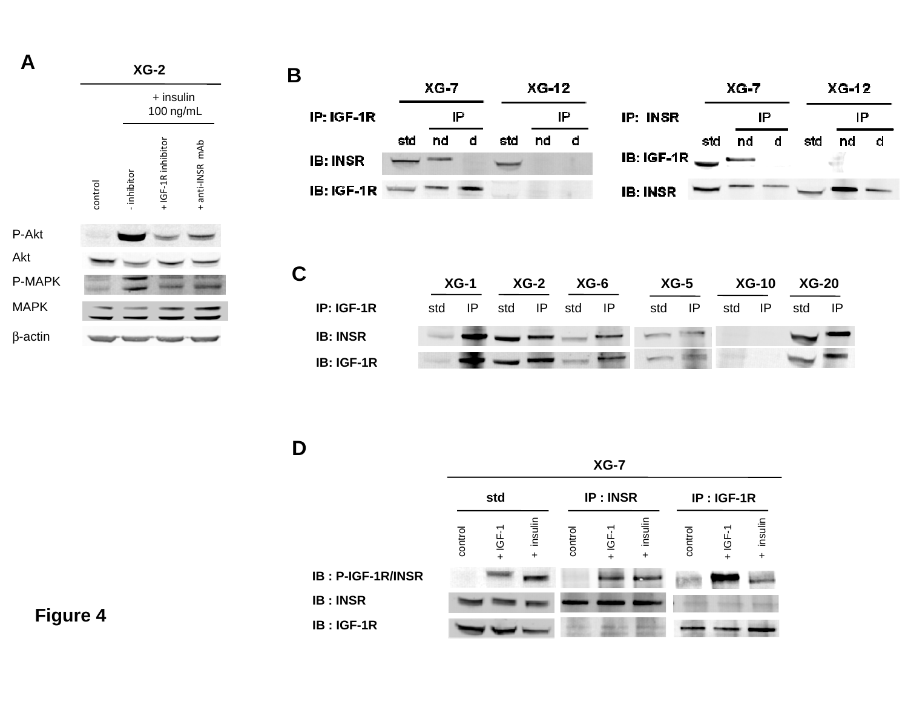Figure 4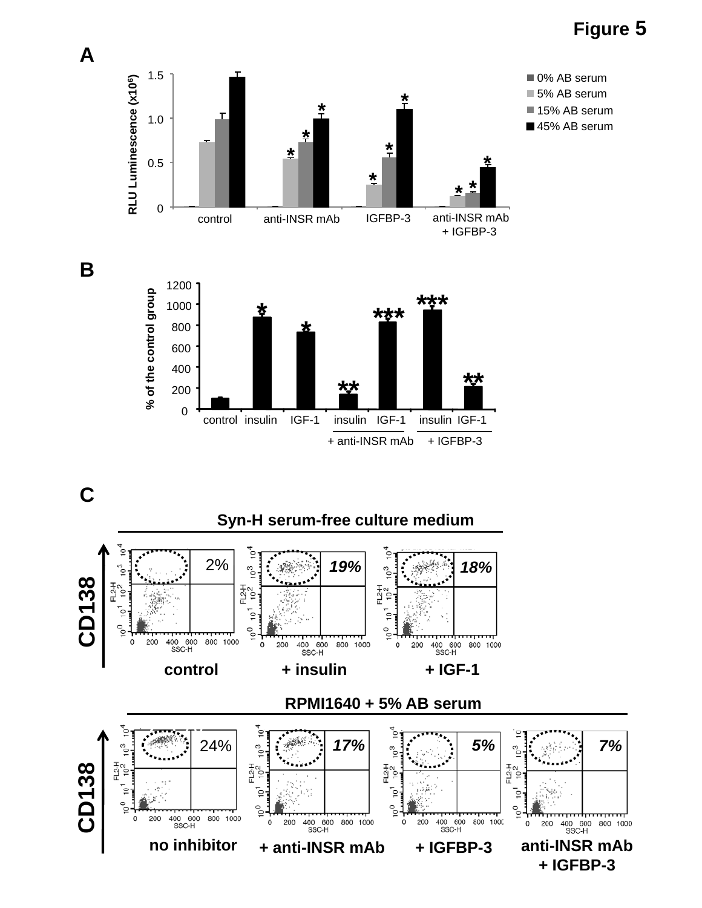**Figure 5**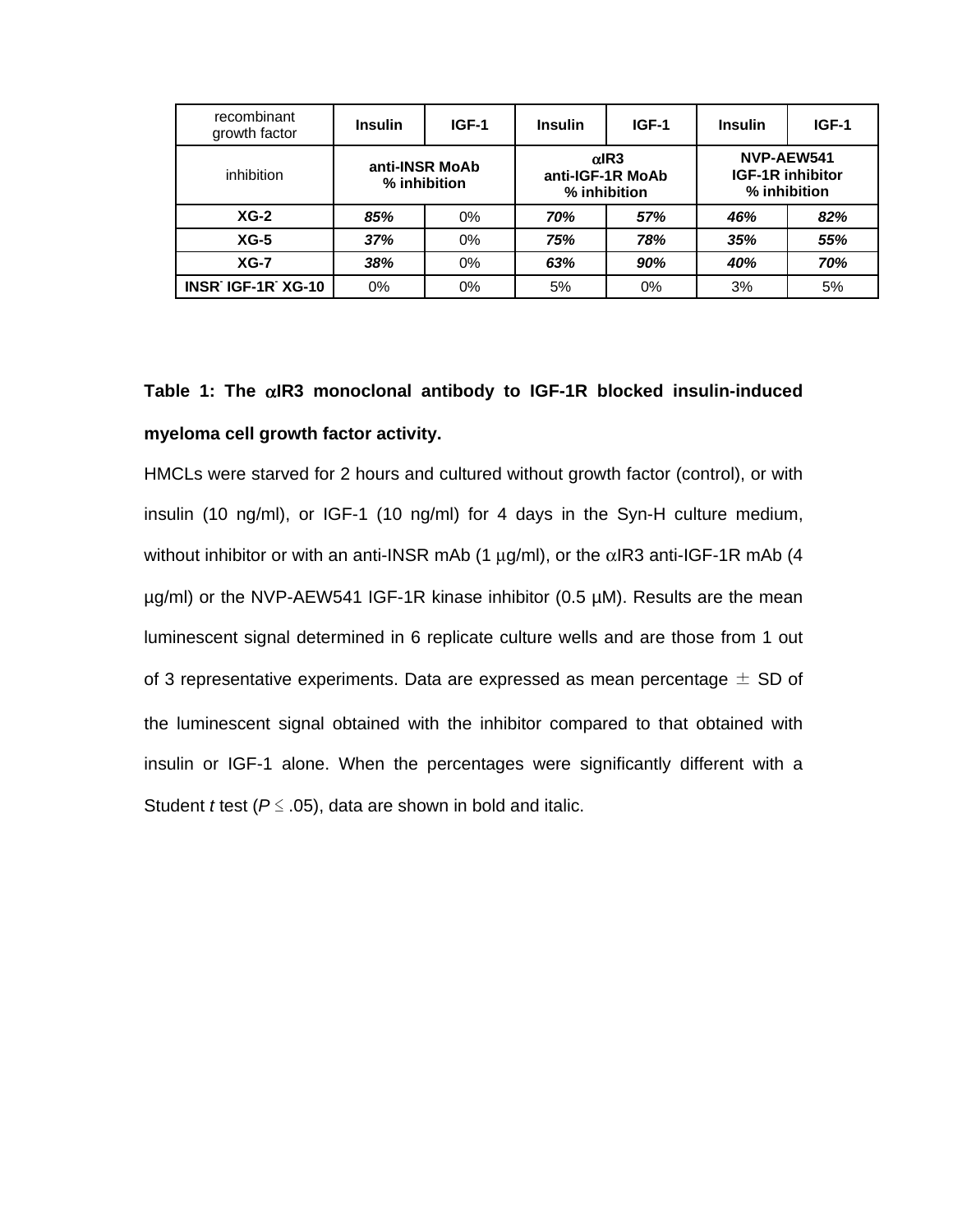| recombinant growth factor | Insulin | IGF-1 | Insulin | IGF-1 | Insulin | IGF-1 |
|---|---|---|---|---|---|---|
| inhibition | anti-INSR MoAb % inhibition | | αIR3 anti-IGF-1R MoAb % inhibition | | NVP-AEW541 IGF-1R inhibitor % inhibition | |
| **XG-2** | ***85%*** | 0% | ***70%*** | ***57%*** | ***46%*** | ***82%*** |
| **XG-5** | ***37%*** | 0% | ***75%*** | ***78%*** | ***35%*** | ***55%*** |
| **XG-7** | ***38%*** | 0% | ***63%*** | ***90%*** | ***40%*** | ***70%*** |
| **INSR$^-$ IGF-1R$^-$ XG-10** | 0% | 0% | 5% | 0% | 3% | 5% |

**Table 1: The αIR3 monoclonal antibody to IGF-1R blocked insulin-induced myeloma cell growth factor activity.**

HMCLs were starved for 2 hours and cultured without growth factor (control), or with insulin (10 ng/ml), or IGF-1 (10 ng/ml) for 4 days in the Syn-H culture medium, without inhibitor or with an anti-INSR mAb (1 µg/ml), or the αIR3 anti-IGF-1R mAb (4 µg/ml) or the NVP-AEW541 IGF-1R kinase inhibitor (0.5 µM). Results are the mean luminescent signal determined in 6 replicate culture wells and are those from 1 out of 3 representative experiments. Data are expressed as mean percentage ± SD of the luminescent signal obtained with the inhibitor compared to that obtained with insulin or IGF-1 alone. When the percentages were significantly different with a Student *t* test ($P \leq .05$), data are shown in bold and italic.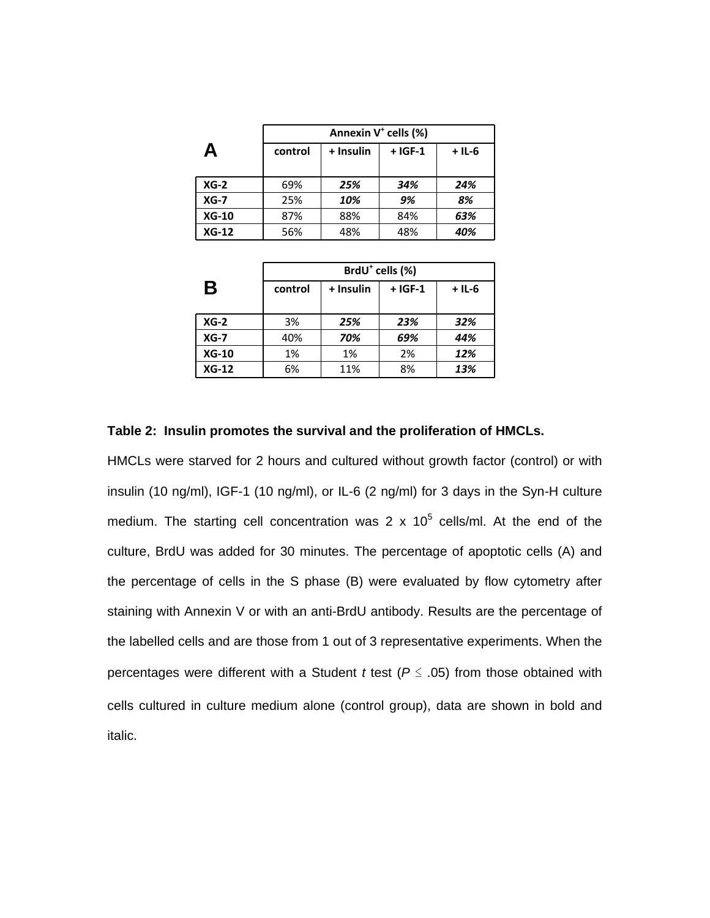**A**

| | Annexin V$^{+}$ cells (%) | | | |
|---|---|---|---|---|
| | control | + Insulin | + IGF-1 | + IL-6 |
| **XG-2** | 69% | ***25%*** | ***34%*** | ***24%*** |
| **XG-7** | 25% | ***10%*** | ***9%*** | ***8%*** |
| **XG-10** | 87% | 88% | 84% | ***63%*** |
| **XG-12** | 56% | 48% | 48% | ***40%*** |

**B**

| | BrdU$^{+}$ cells (%) | | | |
|---|---|---|---|---|
| | control | + Insulin | + IGF-1 | + IL-6 |
| **XG-2** | 3% | ***25%*** | ***23%*** | ***32%*** |
| **XG-7** | 40% | ***70%*** | ***69%*** | ***44%*** |
| **XG-10** | 1% | 1% | 2% | ***12%*** |
| **XG-12** | 6% | 11% | 8% | ***13%*** |

**Table 2: Insulin promotes the survival and the proliferation of HMCLs.**

HMCLs were starved for 2 hours and cultured without growth factor (control) or with insulin (10 ng/ml), IGF-1 (10 ng/ml), or IL-6 (2 ng/ml) for 3 days in the Syn-H culture medium. The starting cell concentration was 2 x $10^5$ cells/ml. At the end of the culture, BrdU was added for 30 minutes. The percentage of apoptotic cells (A) and the percentage of cells in the S phase (B) were evaluated by flow cytometry after staining with Annexin V or with an anti-BrdU antibody. Results are the percentage of the labelled cells and are those from 1 out of 3 representative experiments. When the percentages were different with a Student *t* test ($P \leq .05$) from those obtained with cells cultured in culture medium alone (control group), data are shown in bold and italic.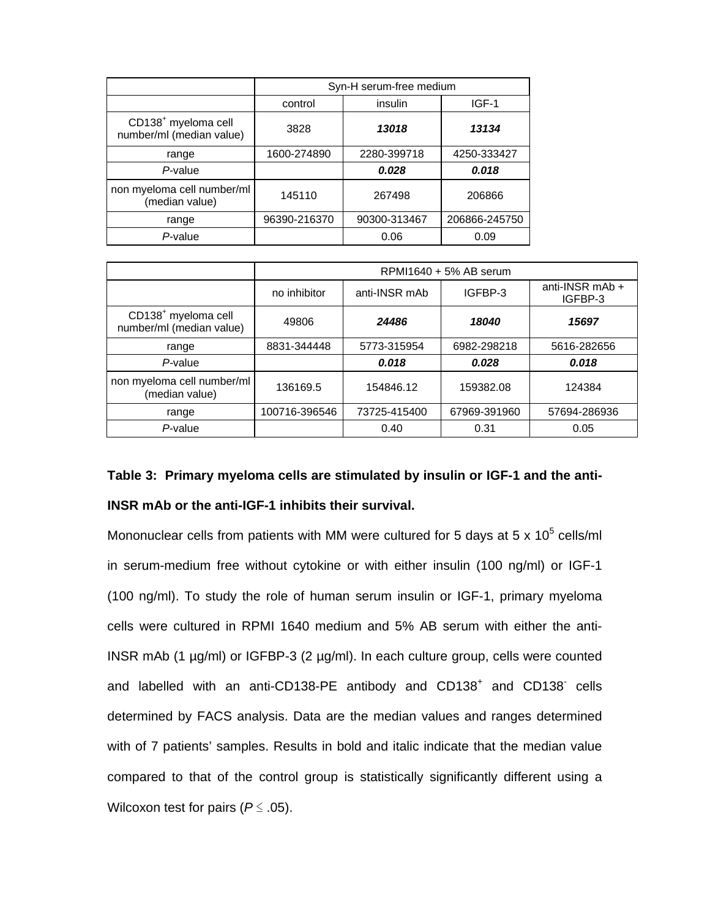| | Syn-H serum-free medium | | |
|---|---|---|---|
| | control | insulin | IGF-1 |
| CD138+ myeloma cell number/ml (median value) | 3828 | ***13018*** | ***13134*** |
| range | 1600-274890 | 2280-399718 | 4250-333427 |
| *P*-value | | ***0.028*** | ***0.018*** |
| non myeloma cell number/ml (median value) | 145110 | 267498 | 206866 |
| range | 96390-216370 | 90300-313467 | 206866-245750 |
| *P*-value | | 0.06 | 0.09 |

| | RPMI1640 + 5% AB serum | | | |
|---|---|---|---|---|
| | no inhibitor | anti-INSR mAb | IGFBP-3 | anti-INSR mAb + IGFBP-3 |
| CD138+ myeloma cell number/ml (median value) | 49806 | ***24486*** | ***18040*** | ***15697*** |
| range | 8831-344448 | 5773-315954 | 6982-298218 | 5616-282656 |
| *P*-value | | ***0.018*** | ***0.028*** | ***0.018*** |
| non myeloma cell number/ml (median value) | 136169.5 | 154846.12 | 159382.08 | 124384 |
| range | 100716-396546 | 73725-415400 | 67969-391960 | 57694-286936 |
| *P*-value | | 0.40 | 0.31 | 0.05 |

**Table 3: Primary myeloma cells are stimulated by insulin or IGF-1 and the anti-INSR mAb or the anti-IGF-1 inhibits their survival.**

Mononuclear cells from patients with MM were cultured for 5 days at $5 \times 10^5$ cells/ml in serum-medium free without cytokine or with either insulin (100 ng/ml) or IGF-1 (100 ng/ml). To study the role of human serum insulin or IGF-1, primary myeloma cells were cultured in RPMI 1640 medium and 5% AB serum with either the anti-INSR mAb (1 µg/ml) or IGFBP-3 (2 µg/ml). In each culture group, cells were counted and labelled with an anti-CD138-PE antibody and $CD138^+$ and $CD138^-$ cells determined by FACS analysis. Data are the median values and ranges determined with of 7 patients' samples. Results in bold and italic indicate that the median value compared to that of the control group is statistically significantly different using a Wilcoxon test for pairs ($P \leq .05$).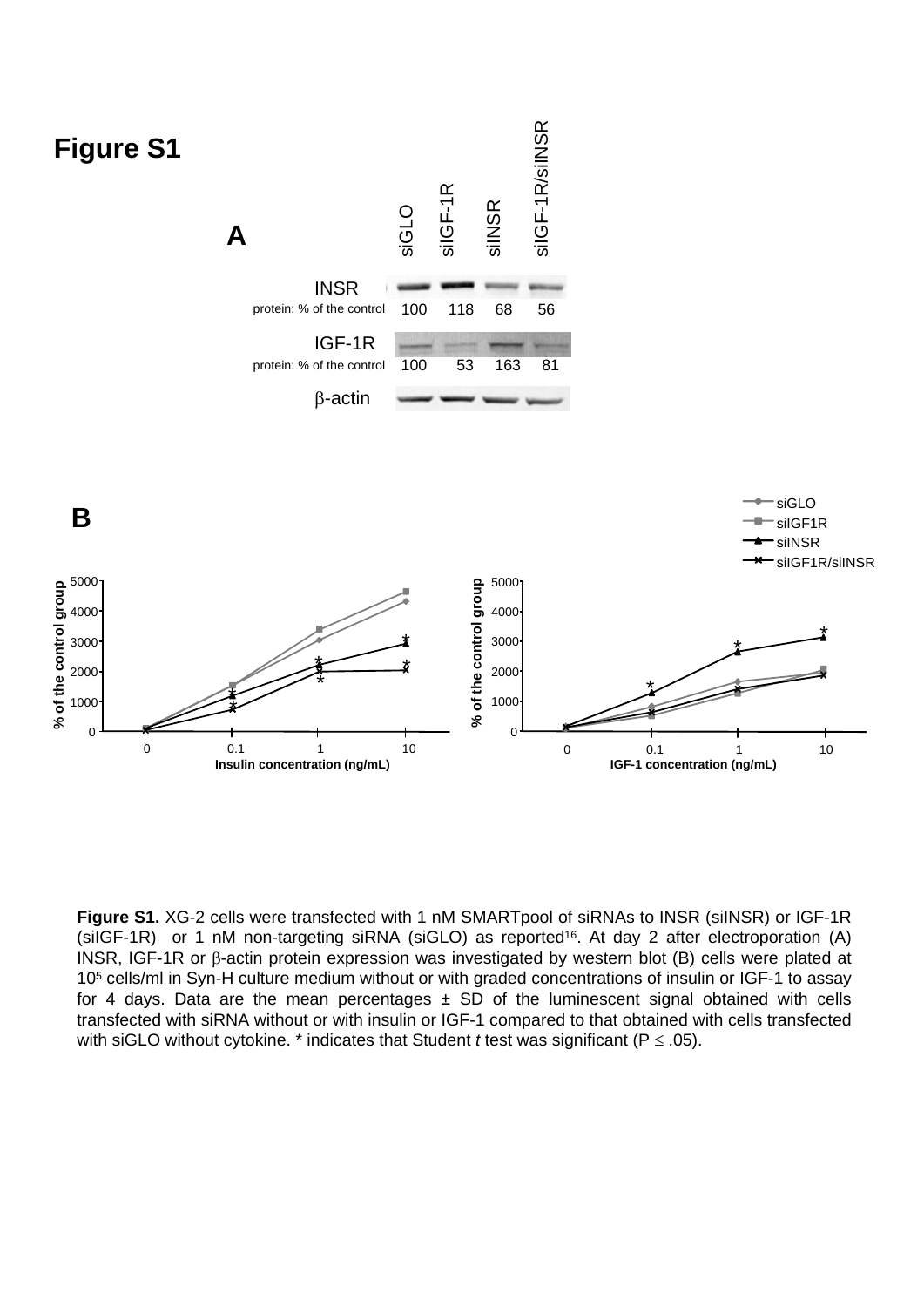# Figure S1

**A**

siGLO siIGF-1R siINSR siIGF-1R/siINSR

INSR

protein: % of the control 100 118 68 56

IGF-1R

protein: % of the control 100 53 163 81

β-actin

**B**

siGLO
siIGF1R
siINSR
siIGF1R/siINSR

% of the control group

5000
4000
3000
2000
1000
0

0 0.1 1 10

Insulin concentration (ng/mL)

% of the control group

5000
4000
3000
2000
1000
0

0 0.1 1 10

IGF-1 concentration (ng/mL)

**Figure S1.** XG-2 cells were transfected with 1 nM SMARTpool of siRNAs to INSR (siINSR) or IGF-1R (siIGF-1R) or 1 nM non-targeting siRNA (siGLO) as reported[16]. At day 2 after electroporation (A) INSR, IGF-1R or β-actin protein expression was investigated by western blot (B) cells were plated at $10^5$ cells/ml in Syn-H culture medium without or with graded concentrations of insulin or IGF-1 to assay for 4 days. Data are the mean percentages ± SD of the luminescent signal obtained with cells transfected with siRNA without or with insulin or IGF-1 compared to that obtained with cells transfected with siGLO without cytokine. * indicates that Student *t* test was significant ($P \leq .05$).